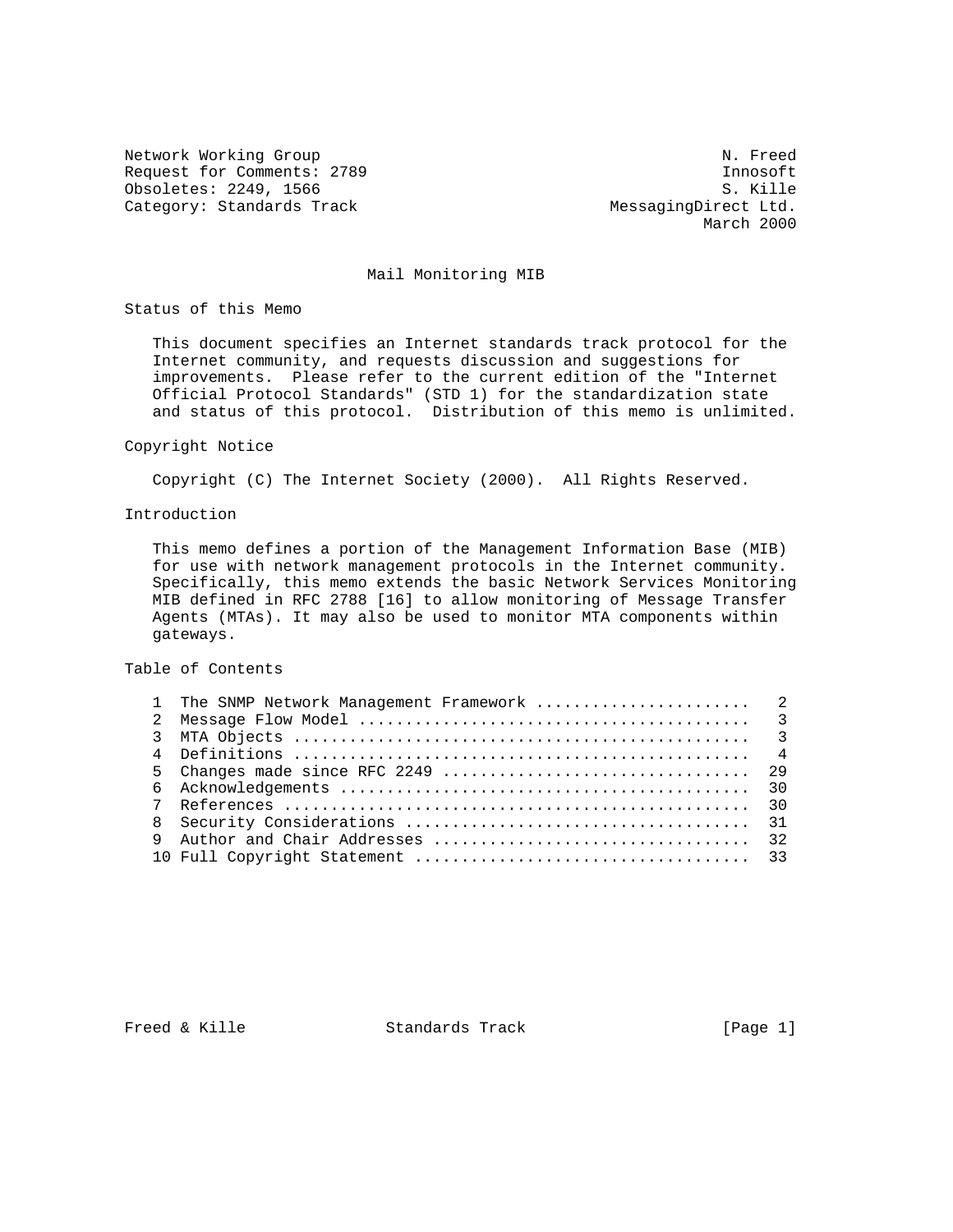Network Working Group N. Freed
Request for Comments: 2789 Innosoft
Obsoletes: 2249, 1566 S. Kille
Category: Standards Track MessagingDirect Ltd.
March 2000

# Mail Monitoring MIB

## Status of this Memo

This document specifies an Internet standards track protocol for the Internet community, and requests discussion and suggestions for improvements. Please refer to the current edition of the "Internet Official Protocol Standards" (STD 1) for the standardization state and status of this protocol. Distribution of this memo is unlimited.

## Copyright Notice

Copyright (C) The Internet Society (2000). All Rights Reserved.

## Introduction

This memo defines a portion of the Management Information Base (MIB) for use with network management protocols in the Internet community. Specifically, this memo extends the basic Network Services Monitoring MIB defined in RFC 2788 [16] to allow monitoring of Message Transfer Agents (MTAs). It may also be used to monitor MTA components within gateways.

## Table of Contents

```
1  The SNMP Network Management Framework .......................   2
2  Message Flow Model ..........................................   3
3  MTA Objects .................................................   3
4  Definitions .................................................   4
5  Changes made since RFC 2249 ................................  29
6  Acknowledgements ...........................................  30
7  References .................................................  30
8  Security Considerations ....................................  31
9  Author and Chair Addresses .................................  32
10 Full Copyright Statement ...................................  33
```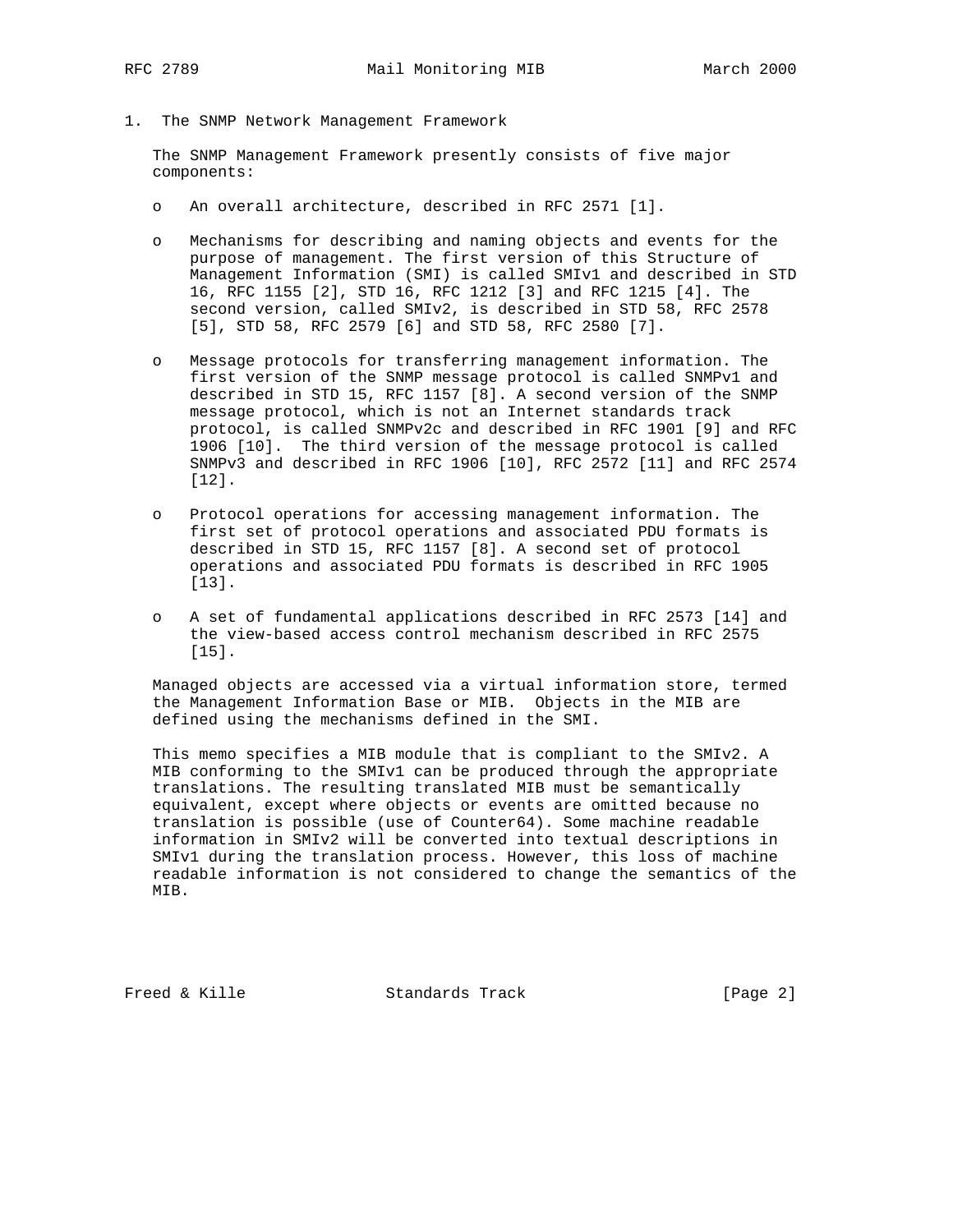# 1. The SNMP Network Management Framework

The SNMP Management Framework presently consists of five major components:

- An overall architecture, described in RFC 2571 [1].
- Mechanisms for describing and naming objects and events for the purpose of management. The first version of this Structure of Management Information (SMI) is called SMIv1 and described in STD 16, RFC 1155 [2], STD 16, RFC 1212 [3] and RFC 1215 [4]. The second version, called SMIv2, is described in STD 58, RFC 2578 [5], STD 58, RFC 2579 [6] and STD 58, RFC 2580 [7].
- Message protocols for transferring management information. The first version of the SNMP message protocol is called SNMPv1 and described in STD 15, RFC 1157 [8]. A second version of the SNMP message protocol, which is not an Internet standards track protocol, is called SNMPv2c and described in RFC 1901 [9] and RFC 1906 [10]. The third version of the message protocol is called SNMPv3 and described in RFC 1906 [10], RFC 2572 [11] and RFC 2574 [12].
- Protocol operations for accessing management information. The first set of protocol operations and associated PDU formats is described in STD 15, RFC 1157 [8]. A second set of protocol operations and associated PDU formats is described in RFC 1905 [13].
- A set of fundamental applications described in RFC 2573 [14] and the view-based access control mechanism described in RFC 2575 [15].

Managed objects are accessed via a virtual information store, termed the Management Information Base or MIB. Objects in the MIB are defined using the mechanisms defined in the SMI.

This memo specifies a MIB module that is compliant to the SMIv2. A MIB conforming to the SMIv1 can be produced through the appropriate translations. The resulting translated MIB must be semantically equivalent, except where objects or events are omitted because no translation is possible (use of Counter64). Some machine readable information in SMIv2 will be converted into textual descriptions in SMIv1 during the translation process. However, this loss of machine readable information is not considered to change the semantics of the MIB.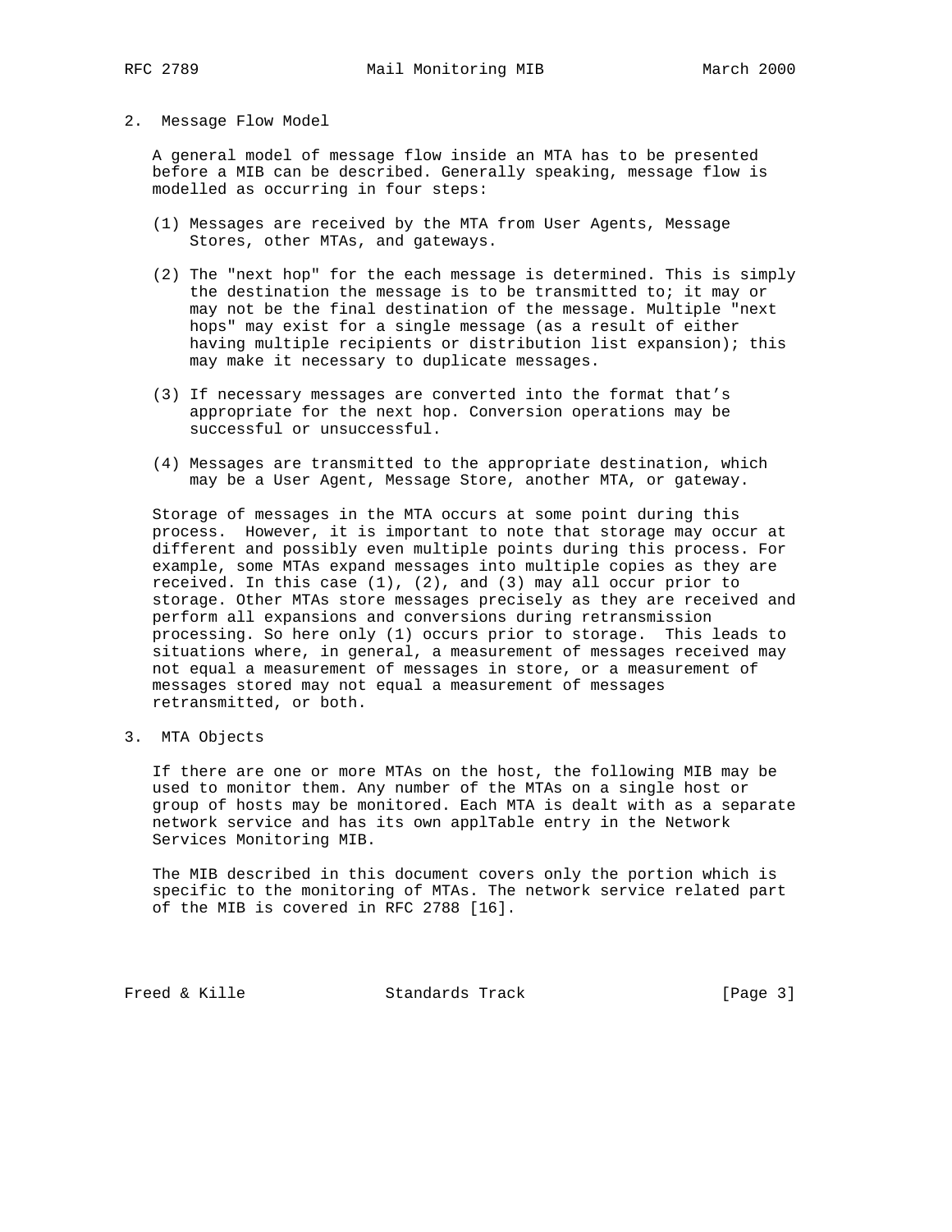## 2. Message Flow Model

A general model of message flow inside an MTA has to be presented before a MIB can be described. Generally speaking, message flow is modelled as occurring in four steps:

(1) Messages are received by the MTA from User Agents, Message Stores, other MTAs, and gateways.

(2) The "next hop" for the each message is determined. This is simply the destination the message is to be transmitted to; it may or may not be the final destination of the message. Multiple "next hops" may exist for a single message (as a result of either having multiple recipients or distribution list expansion); this may make it necessary to duplicate messages.

(3) If necessary messages are converted into the format that's appropriate for the next hop. Conversion operations may be successful or unsuccessful.

(4) Messages are transmitted to the appropriate destination, which may be a User Agent, Message Store, another MTA, or gateway.

Storage of messages in the MTA occurs at some point during this process. However, it is important to note that storage may occur at different and possibly even multiple points during this process. For example, some MTAs expand messages into multiple copies as they are received. In this case (1), (2), and (3) may all occur prior to storage. Other MTAs store messages precisely as they are received and perform all expansions and conversions during retransmission processing. So here only (1) occurs prior to storage. This leads to situations where, in general, a measurement of messages received may not equal a measurement of messages in store, or a measurement of messages stored may not equal a measurement of messages retransmitted, or both.

## 3. MTA Objects

If there are one or more MTAs on the host, the following MIB may be used to monitor them. Any number of the MTAs on a single host or group of hosts may be monitored. Each MTA is dealt with as a separate network service and has its own applTable entry in the Network Services Monitoring MIB.

The MIB described in this document covers only the portion which is specific to the monitoring of MTAs. The network service related part of the MIB is covered in RFC 2788 [16].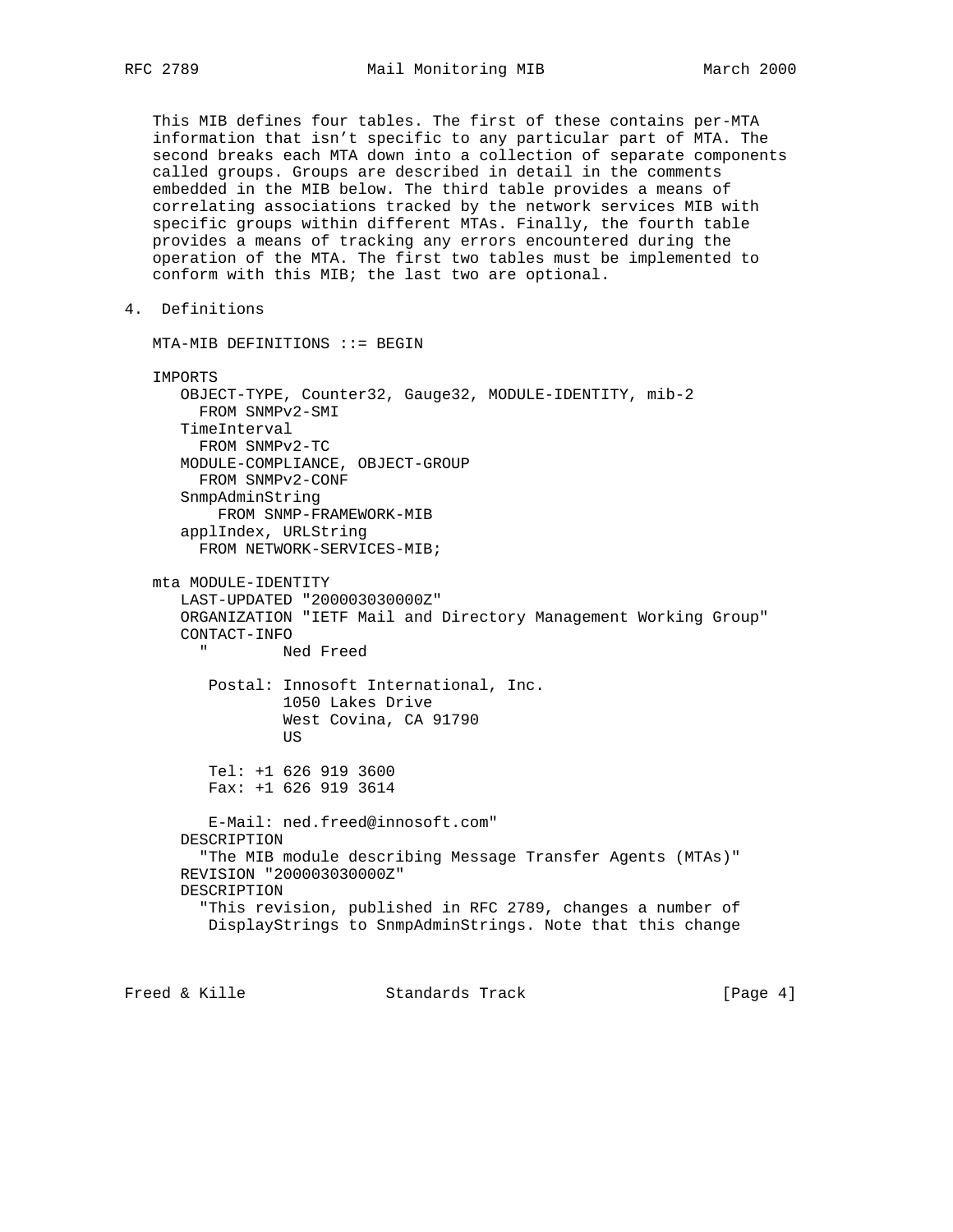This MIB defines four tables. The first of these contains per-MTA information that isn't specific to any particular part of MTA. The second breaks each MTA down into a collection of separate components called groups. Groups are described in detail in the comments embedded in the MIB below. The third table provides a means of correlating associations tracked by the network services MIB with specific groups within different MTAs. Finally, the fourth table provides a means of tracking any errors encountered during the operation of the MTA. The first two tables must be implemented to conform with this MIB; the last two are optional.

## 4. Definitions

```
MTA-MIB DEFINITIONS ::= BEGIN

IMPORTS
   OBJECT-TYPE, Counter32, Gauge32, MODULE-IDENTITY, mib-2
     FROM SNMPv2-SMI
   TimeInterval
     FROM SNMPv2-TC
   MODULE-COMPLIANCE, OBJECT-GROUP
     FROM SNMPv2-CONF
   SnmpAdminString
       FROM SNMP-FRAMEWORK-MIB
   applIndex, URLString
     FROM NETWORK-SERVICES-MIB;

mta MODULE-IDENTITY
   LAST-UPDATED "200003030000Z"
   ORGANIZATION "IETF Mail and Directory Management Working Group"
   CONTACT-INFO
     "        Ned Freed

      Postal: Innosoft International, Inc.
              1050 Lakes Drive
              West Covina, CA 91790
              US

      Tel: +1 626 919 3600
      Fax: +1 626 919 3614

      E-Mail: ned.freed@innosoft.com"
   DESCRIPTION
     "The MIB module describing Message Transfer Agents (MTAs)"
   REVISION "200003030000Z"
   DESCRIPTION
     "This revision, published in RFC 2789, changes a number of
      DisplayStrings to SnmpAdminStrings. Note that this change
```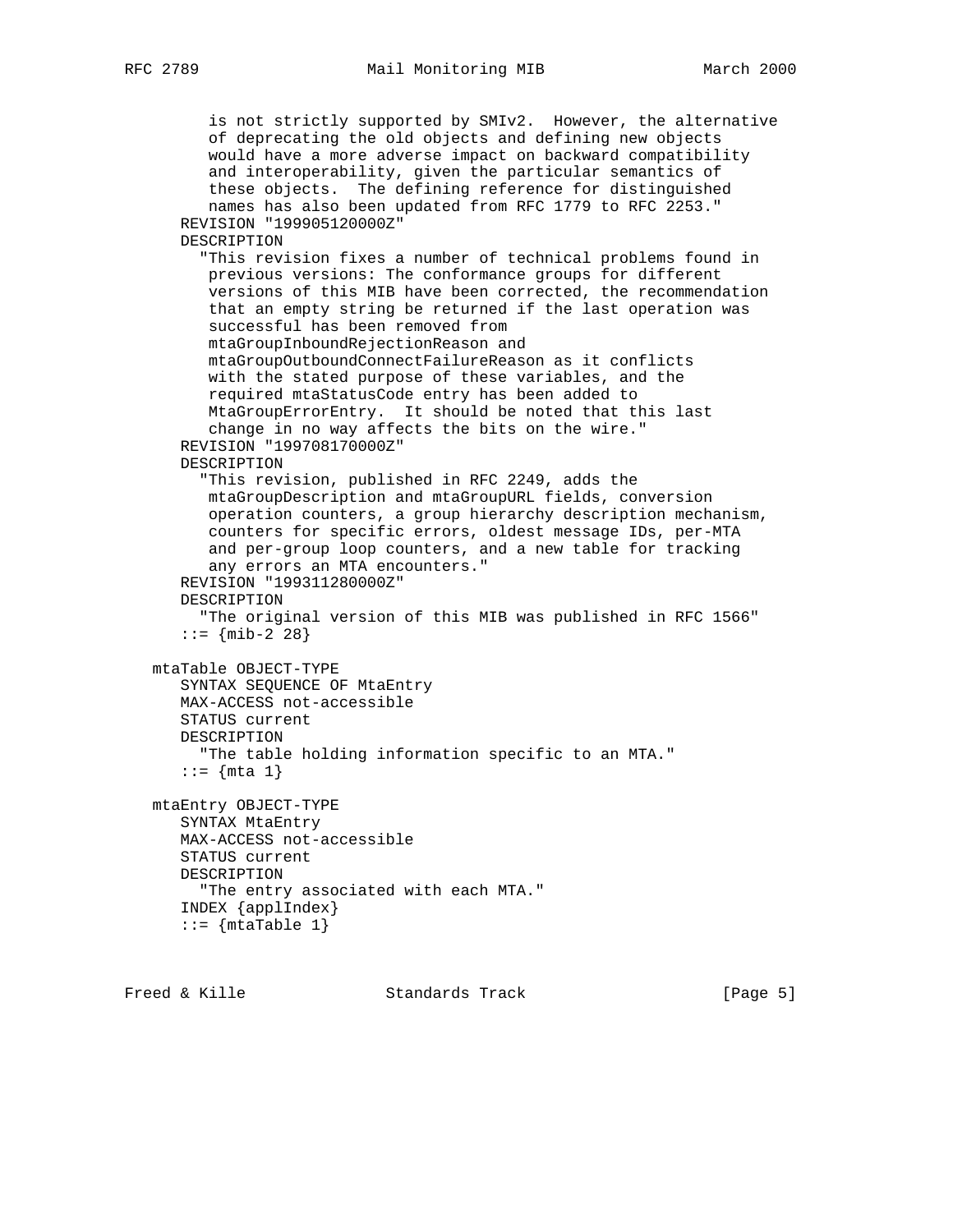```
        is not strictly supported by SMIv2.  However, the alternative
        of deprecating the old objects and defining new objects
        would have a more adverse impact on backward compatibility
        and interoperability, given the particular semantics of
        these objects.  The defining reference for distinguished
        names has also been updated from RFC 1779 to RFC 2253."
     REVISION "199905120000Z"
     DESCRIPTION
       "This revision fixes a number of technical problems found in
        previous versions: The conformance groups for different
        versions of this MIB have been corrected, the recommendation
        that an empty string be returned if the last operation was
        successful has been removed from
        mtaGroupInboundRejectionReason and
        mtaGroupOutboundConnectFailureReason as it conflicts
        with the stated purpose of these variables, and the
        required mtaStatusCode entry has been added to
        MtaGroupErrorEntry.  It should be noted that this last
        change in no way affects the bits on the wire."
     REVISION "199708170000Z"
     DESCRIPTION
       "This revision, published in RFC 2249, adds the
        mtaGroupDescription and mtaGroupURL fields, conversion
        operation counters, a group hierarchy description mechanism,
        counters for specific errors, oldest message IDs, per-MTA
        and per-group loop counters, and a new table for tracking
        any errors an MTA encounters."
     REVISION "199311280000Z"
     DESCRIPTION
       "The original version of this MIB was published in RFC 1566"
     ::= {mib-2 28}

  mtaTable OBJECT-TYPE
     SYNTAX SEQUENCE OF MtaEntry
     MAX-ACCESS not-accessible
     STATUS current
     DESCRIPTION
       "The table holding information specific to an MTA."
     ::= {mta 1}

  mtaEntry OBJECT-TYPE
     SYNTAX MtaEntry
     MAX-ACCESS not-accessible
     STATUS current
     DESCRIPTION
       "The entry associated with each MTA."
     INDEX {applIndex}
     ::= {mtaTable 1}
```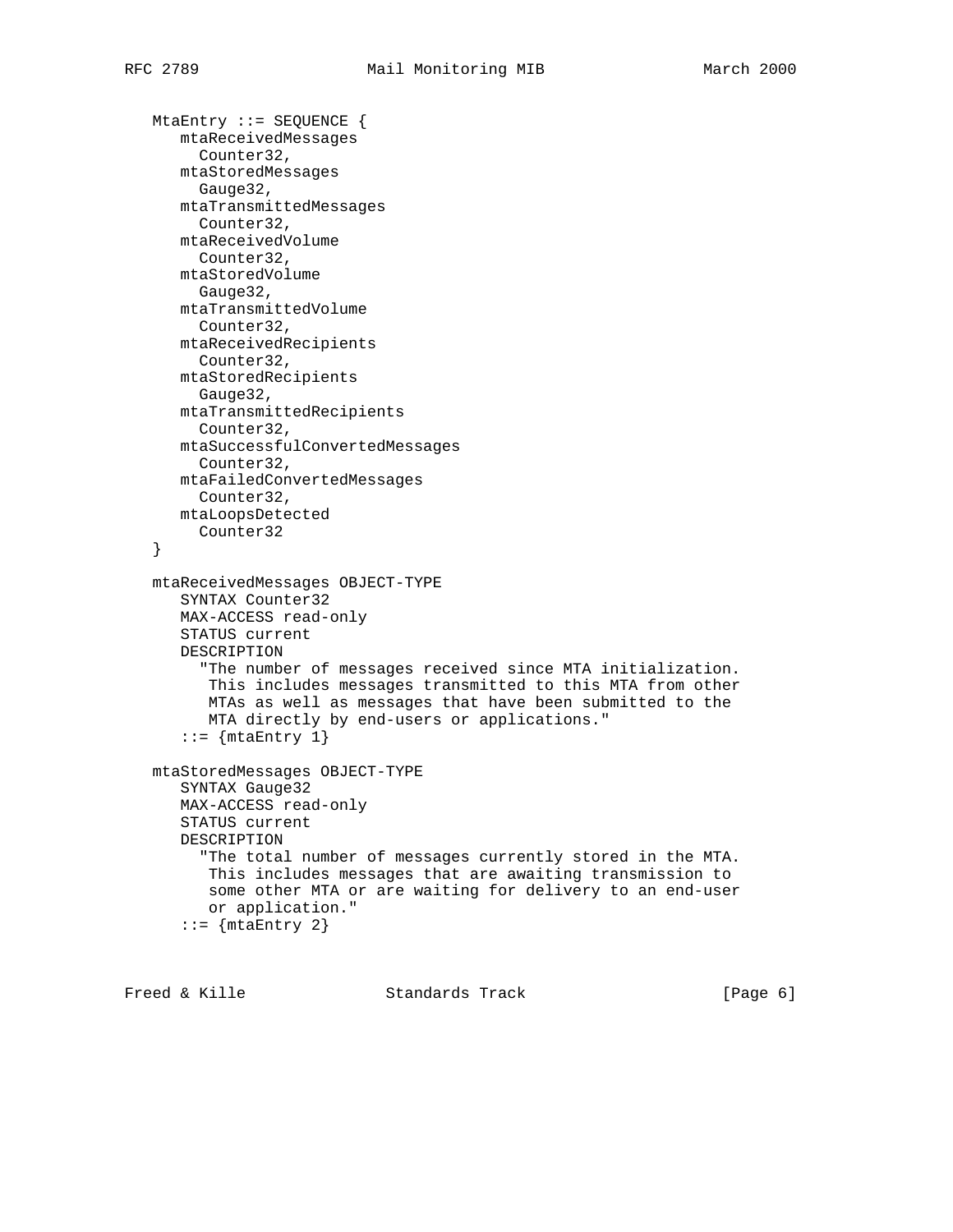```
   MtaEntry ::= SEQUENCE {
      mtaReceivedMessages
        Counter32,
      mtaStoredMessages
        Gauge32,
      mtaTransmittedMessages
        Counter32,
      mtaReceivedVolume
        Counter32,
      mtaStoredVolume
        Gauge32,
      mtaTransmittedVolume
        Counter32,
      mtaReceivedRecipients
        Counter32,
      mtaStoredRecipients
        Gauge32,
      mtaTransmittedRecipients
        Counter32,
      mtaSuccessfulConvertedMessages
        Counter32,
      mtaFailedConvertedMessages
        Counter32,
      mtaLoopsDetected
        Counter32
   }

   mtaReceivedMessages OBJECT-TYPE
      SYNTAX Counter32
      MAX-ACCESS read-only
      STATUS current
      DESCRIPTION
        "The number of messages received since MTA initialization.
         This includes messages transmitted to this MTA from other
         MTAs as well as messages that have been submitted to the
         MTA directly by end-users or applications."
      ::= {mtaEntry 1}

   mtaStoredMessages OBJECT-TYPE
      SYNTAX Gauge32
      MAX-ACCESS read-only
      STATUS current
      DESCRIPTION
        "The total number of messages currently stored in the MTA.
         This includes messages that are awaiting transmission to
         some other MTA or are waiting for delivery to an end-user
         or application."
      ::= {mtaEntry 2}
```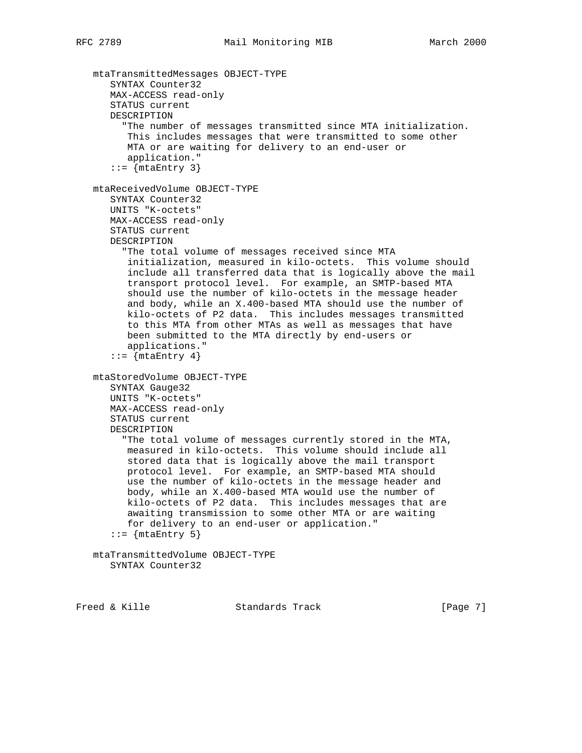```
   mtaTransmittedMessages OBJECT-TYPE
      SYNTAX Counter32
      MAX-ACCESS read-only
      STATUS current
      DESCRIPTION
        "The number of messages transmitted since MTA initialization.
         This includes messages that were transmitted to some other
         MTA or are waiting for delivery to an end-user or
         application."
      ::= {mtaEntry 3}

   mtaReceivedVolume OBJECT-TYPE
      SYNTAX Counter32
      UNITS "K-octets"
      MAX-ACCESS read-only
      STATUS current
      DESCRIPTION
        "The total volume of messages received since MTA
         initialization, measured in kilo-octets.  This volume should
         include all transferred data that is logically above the mail
         transport protocol level.  For example, an SMTP-based MTA
         should use the number of kilo-octets in the message header
         and body, while an X.400-based MTA should use the number of
         kilo-octets of P2 data.  This includes messages transmitted
         to this MTA from other MTAs as well as messages that have
         been submitted to the MTA directly by end-users or
         applications."
      ::= {mtaEntry 4}

   mtaStoredVolume OBJECT-TYPE
      SYNTAX Gauge32
      UNITS "K-octets"
      MAX-ACCESS read-only
      STATUS current
      DESCRIPTION
        "The total volume of messages currently stored in the MTA,
         measured in kilo-octets.  This volume should include all
         stored data that is logically above the mail transport
         protocol level.  For example, an SMTP-based MTA should
         use the number of kilo-octets in the message header and
         body, while an X.400-based MTA would use the number of
         kilo-octets of P2 data.  This includes messages that are
         awaiting transmission to some other MTA or are waiting
         for delivery to an end-user or application."
      ::= {mtaEntry 5}

   mtaTransmittedVolume OBJECT-TYPE
      SYNTAX Counter32
```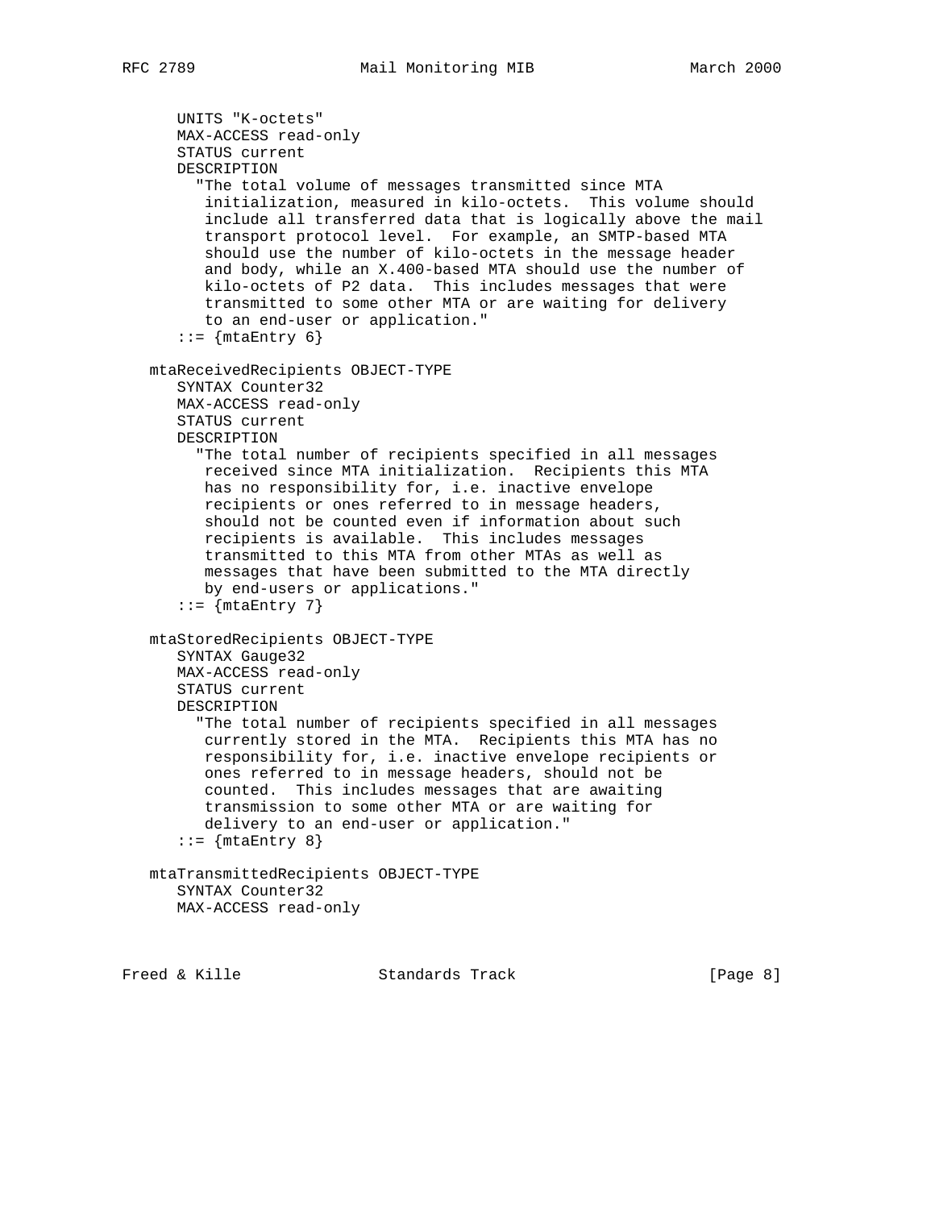```
      UNITS "K-octets"
      MAX-ACCESS read-only
      STATUS current
      DESCRIPTION
        "The total volume of messages transmitted since MTA
         initialization, measured in kilo-octets.  This volume should
         include all transferred data that is logically above the mail
         transport protocol level.  For example, an SMTP-based MTA
         should use the number of kilo-octets in the message header
         and body, while an X.400-based MTA should use the number of
         kilo-octets of P2 data.  This includes messages that were
         transmitted to some other MTA or are waiting for delivery
         to an end-user or application."
      ::= {mtaEntry 6}

   mtaReceivedRecipients OBJECT-TYPE
      SYNTAX Counter32
      MAX-ACCESS read-only
      STATUS current
      DESCRIPTION
        "The total number of recipients specified in all messages
         received since MTA initialization.  Recipients this MTA
         has no responsibility for, i.e. inactive envelope
         recipients or ones referred to in message headers,
         should not be counted even if information about such
         recipients is available.  This includes messages
         transmitted to this MTA from other MTAs as well as
         messages that have been submitted to the MTA directly
         by end-users or applications."
      ::= {mtaEntry 7}

   mtaStoredRecipients OBJECT-TYPE
      SYNTAX Gauge32
      MAX-ACCESS read-only
      STATUS current
      DESCRIPTION
        "The total number of recipients specified in all messages
         currently stored in the MTA.  Recipients this MTA has no
         responsibility for, i.e. inactive envelope recipients or
         ones referred to in message headers, should not be
         counted.  This includes messages that are awaiting
         transmission to some other MTA or are waiting for
         delivery to an end-user or application."
      ::= {mtaEntry 8}

   mtaTransmittedRecipients OBJECT-TYPE
      SYNTAX Counter32
      MAX-ACCESS read-only
```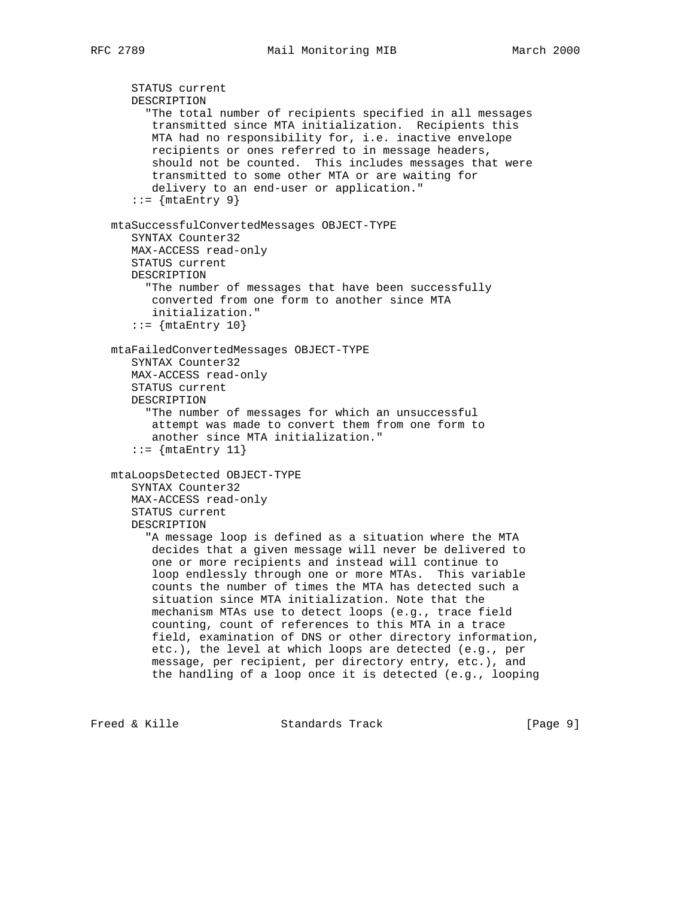```
      STATUS current
      DESCRIPTION
        "The total number of recipients specified in all messages
         transmitted since MTA initialization.  Recipients this
         MTA had no responsibility for, i.e. inactive envelope
         recipients or ones referred to in message headers,
         should not be counted.  This includes messages that were
         transmitted to some other MTA or are waiting for
         delivery to an end-user or application."
      ::= {mtaEntry 9}

   mtaSuccessfulConvertedMessages OBJECT-TYPE
      SYNTAX Counter32
      MAX-ACCESS read-only
      STATUS current
      DESCRIPTION
        "The number of messages that have been successfully
         converted from one form to another since MTA
         initialization."
      ::= {mtaEntry 10}

   mtaFailedConvertedMessages OBJECT-TYPE
      SYNTAX Counter32
      MAX-ACCESS read-only
      STATUS current
      DESCRIPTION
        "The number of messages for which an unsuccessful
         attempt was made to convert them from one form to
         another since MTA initialization."
      ::= {mtaEntry 11}

   mtaLoopsDetected OBJECT-TYPE
      SYNTAX Counter32
      MAX-ACCESS read-only
      STATUS current
      DESCRIPTION
        "A message loop is defined as a situation where the MTA
         decides that a given message will never be delivered to
         one or more recipients and instead will continue to
         loop endlessly through one or more MTAs.  This variable
         counts the number of times the MTA has detected such a
         situation since MTA initialization. Note that the
         mechanism MTAs use to detect loops (e.g., trace field
         counting, count of references to this MTA in a trace
         field, examination of DNS or other directory information,
         etc.), the level at which loops are detected (e.g., per
         message, per recipient, per directory entry, etc.), and
         the handling of a loop once it is detected (e.g., looping
```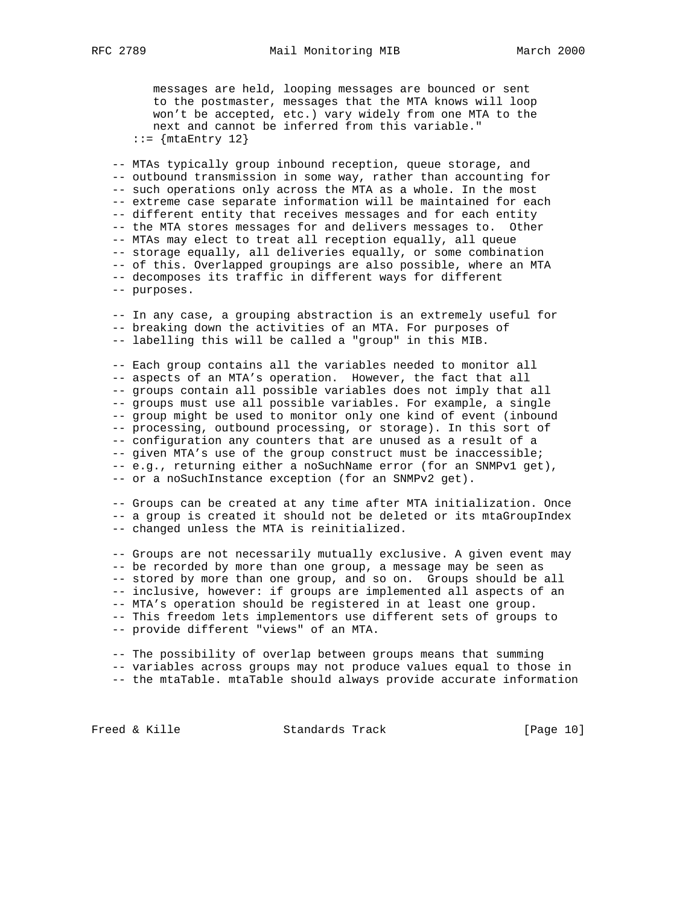```
        messages are held, looping messages are bounced or sent
        to the postmaster, messages that the MTA knows will loop
        won't be accepted, etc.) vary widely from one MTA to the
        next and cannot be inferred from this variable."
    ::= {mtaEntry 12}

  -- MTAs typically group inbound reception, queue storage, and
  -- outbound transmission in some way, rather than accounting for
  -- such operations only across the MTA as a whole. In the most
  -- extreme case separate information will be maintained for each
  -- different entity that receives messages and for each entity
  -- the MTA stores messages for and delivers messages to.  Other
  -- MTAs may elect to treat all reception equally, all queue
  -- storage equally, all deliveries equally, or some combination
  -- of this. Overlapped groupings are also possible, where an MTA
  -- decomposes its traffic in different ways for different
  -- purposes.

  -- In any case, a grouping abstraction is an extremely useful for
  -- breaking down the activities of an MTA. For purposes of
  -- labelling this will be called a "group" in this MIB.

  -- Each group contains all the variables needed to monitor all
  -- aspects of an MTA's operation.  However, the fact that all
  -- groups contain all possible variables does not imply that all
  -- groups must use all possible variables. For example, a single
  -- group might be used to monitor only one kind of event (inbound
  -- processing, outbound processing, or storage). In this sort of
  -- configuration any counters that are unused as a result of a
  -- given MTA's use of the group construct must be inaccessible;
  -- e.g., returning either a noSuchName error (for an SNMPv1 get),
  -- or a noSuchInstance exception (for an SNMPv2 get).

  -- Groups can be created at any time after MTA initialization. Once
  -- a group is created it should not be deleted or its mtaGroupIndex
  -- changed unless the MTA is reinitialized.

  -- Groups are not necessarily mutually exclusive. A given event may
  -- be recorded by more than one group, a message may be seen as
  -- stored by more than one group, and so on.  Groups should be all
  -- inclusive, however: if groups are implemented all aspects of an
  -- MTA's operation should be registered in at least one group.
  -- This freedom lets implementors use different sets of groups to
  -- provide different "views" of an MTA.

  -- The possibility of overlap between groups means that summing
  -- variables across groups may not produce values equal to those in
  -- the mtaTable. mtaTable should always provide accurate information
```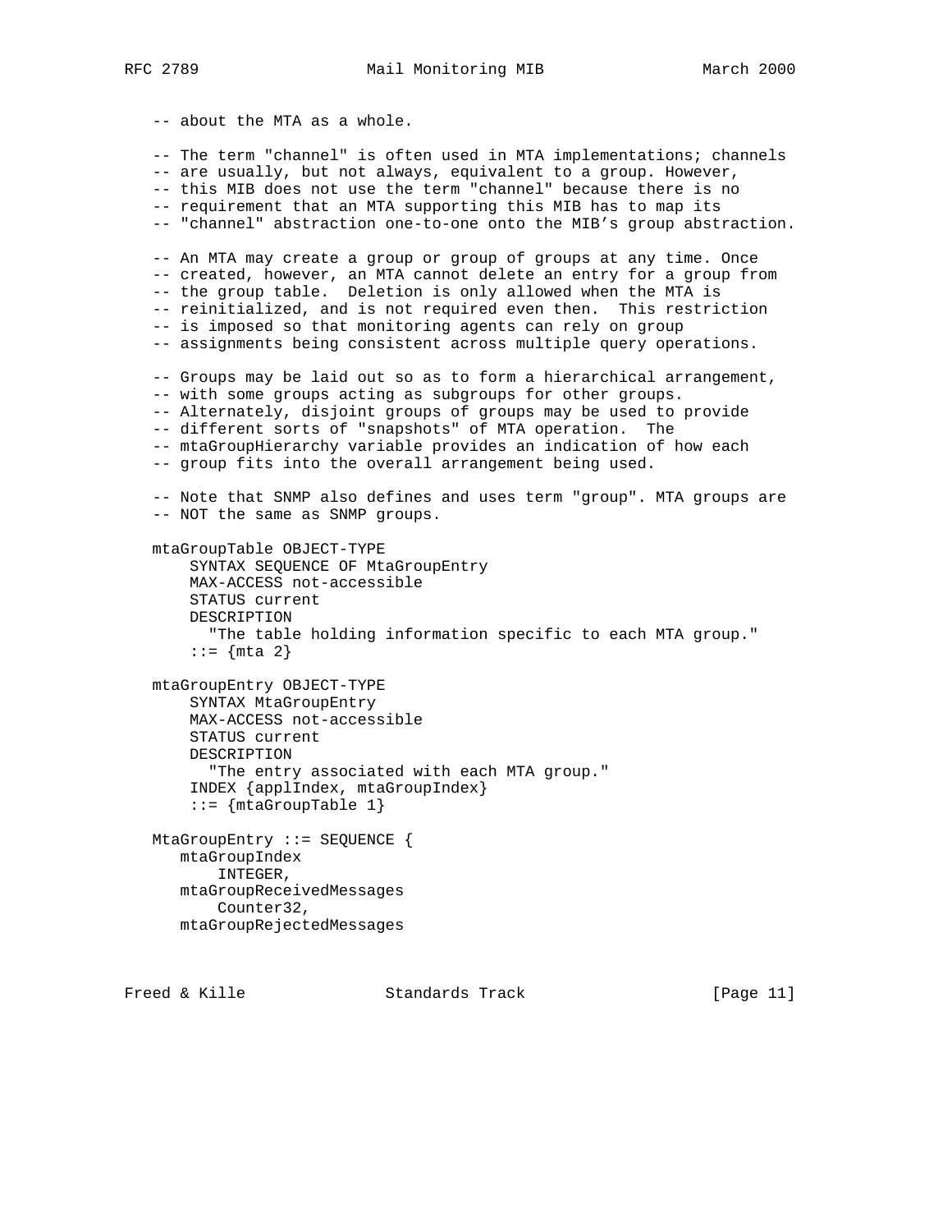```
   -- about the MTA as a whole.

   -- The term "channel" is often used in MTA implementations; channels
   -- are usually, but not always, equivalent to a group. However,
   -- this MIB does not use the term "channel" because there is no
   -- requirement that an MTA supporting this MIB has to map its
   -- "channel" abstraction one-to-one onto the MIB’s group abstraction.

   -- An MTA may create a group or group of groups at any time. Once
   -- created, however, an MTA cannot delete an entry for a group from
   -- the group table.  Deletion is only allowed when the MTA is
   -- reinitialized, and is not required even then.  This restriction
   -- is imposed so that monitoring agents can rely on group
   -- assignments being consistent across multiple query operations.

   -- Groups may be laid out so as to form a hierarchical arrangement,
   -- with some groups acting as subgroups for other groups.
   -- Alternately, disjoint groups of groups may be used to provide
   -- different sorts of "snapshots" of MTA operation.  The
   -- mtaGroupHierarchy variable provides an indication of how each
   -- group fits into the overall arrangement being used.

   -- Note that SNMP also defines and uses term "group". MTA groups are
   -- NOT the same as SNMP groups.

   mtaGroupTable OBJECT-TYPE
       SYNTAX SEQUENCE OF MtaGroupEntry
       MAX-ACCESS not-accessible
       STATUS current
       DESCRIPTION
         "The table holding information specific to each MTA group."
       ::= {mta 2}

   mtaGroupEntry OBJECT-TYPE
       SYNTAX MtaGroupEntry
       MAX-ACCESS not-accessible
       STATUS current
       DESCRIPTION
         "The entry associated with each MTA group."
       INDEX {applIndex, mtaGroupIndex}
       ::= {mtaGroupTable 1}

   MtaGroupEntry ::= SEQUENCE {
      mtaGroupIndex
          INTEGER,
      mtaGroupReceivedMessages
          Counter32,
      mtaGroupRejectedMessages
```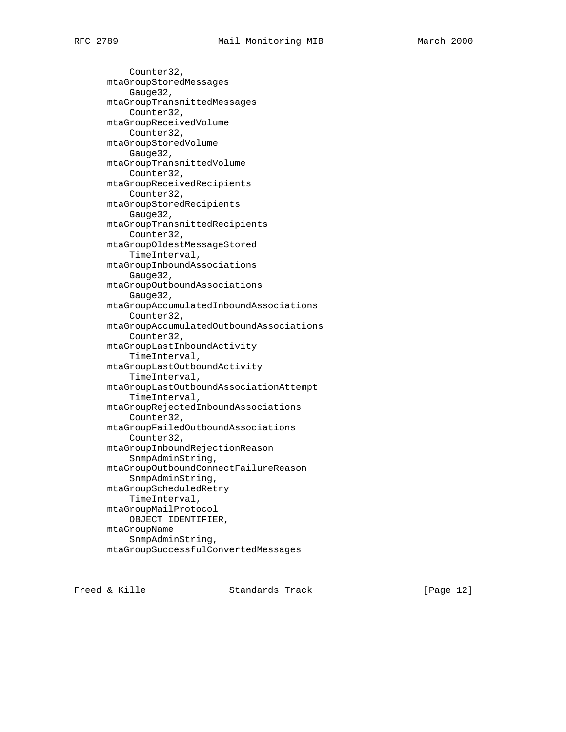```
            Counter32,
        mtaGroupStoredMessages
            Gauge32,
        mtaGroupTransmittedMessages
            Counter32,
        mtaGroupReceivedVolume
            Counter32,
        mtaGroupStoredVolume
            Gauge32,
        mtaGroupTransmittedVolume
            Counter32,
        mtaGroupReceivedRecipients
            Counter32,
        mtaGroupStoredRecipients
            Gauge32,
        mtaGroupTransmittedRecipients
            Counter32,
        mtaGroupOldestMessageStored
            TimeInterval,
        mtaGroupInboundAssociations
            Gauge32,
        mtaGroupOutboundAssociations
            Gauge32,
        mtaGroupAccumulatedInboundAssociations
            Counter32,
        mtaGroupAccumulatedOutboundAssociations
            Counter32,
        mtaGroupLastInboundActivity
            TimeInterval,
        mtaGroupLastOutboundActivity
            TimeInterval,
        mtaGroupLastOutboundAssociationAttempt
            TimeInterval,
        mtaGroupRejectedInboundAssociations
            Counter32,
        mtaGroupFailedOutboundAssociations
            Counter32,
        mtaGroupInboundRejectionReason
            SnmpAdminString,
        mtaGroupOutboundConnectFailureReason
            SnmpAdminString,
        mtaGroupScheduledRetry
            TimeInterval,
        mtaGroupMailProtocol
            OBJECT IDENTIFIER,
        mtaGroupName
            SnmpAdminString,
        mtaGroupSuccessfulConvertedMessages
```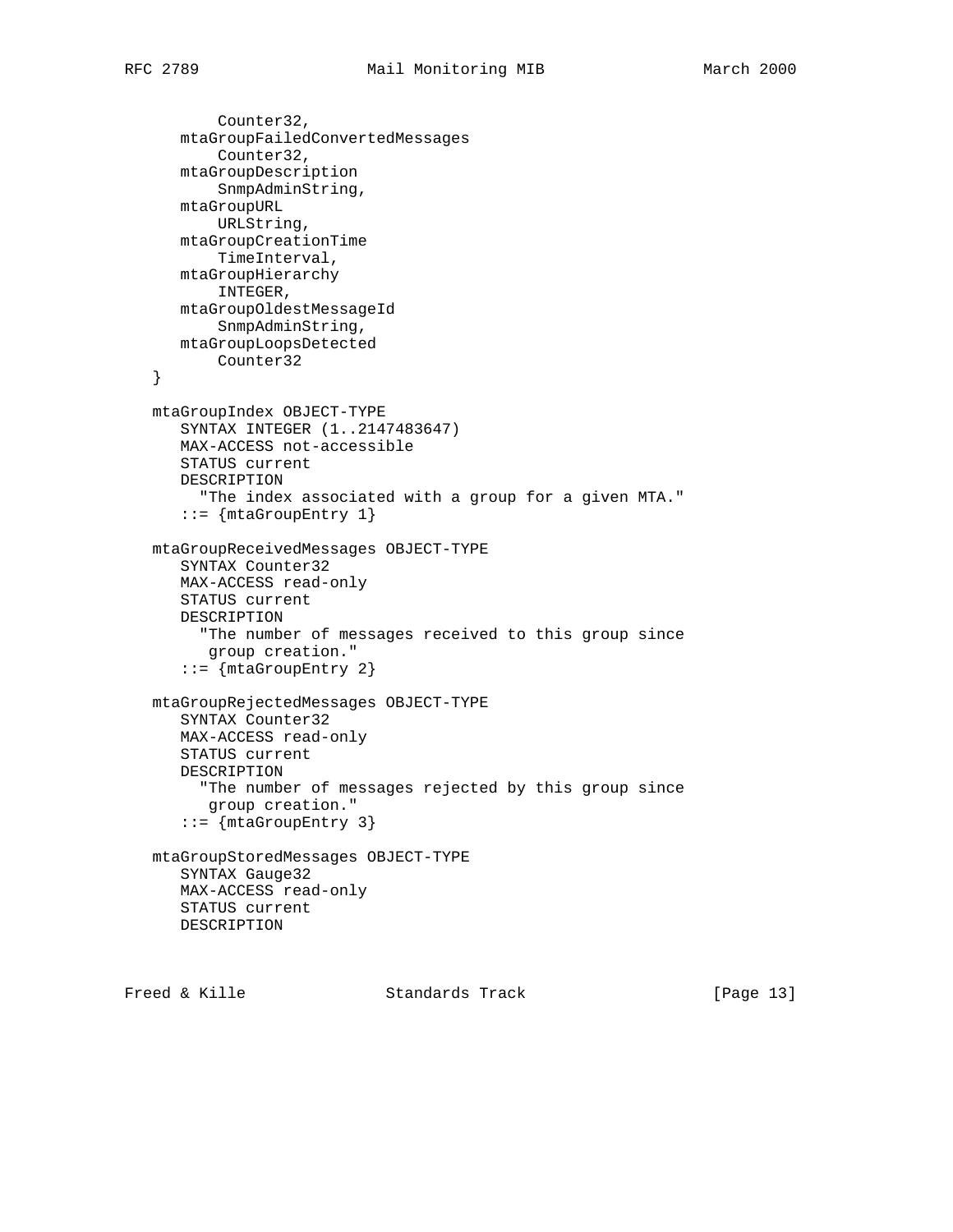```
          Counter32,
      mtaGroupFailedConvertedMessages
          Counter32,
      mtaGroupDescription
          SnmpAdminString,
      mtaGroupURL
          URLString,
      mtaGroupCreationTime
          TimeInterval,
      mtaGroupHierarchy
          INTEGER,
      mtaGroupOldestMessageId
          SnmpAdminString,
      mtaGroupLoopsDetected
          Counter32
   }

   mtaGroupIndex OBJECT-TYPE
      SYNTAX INTEGER (1..2147483647)
      MAX-ACCESS not-accessible
      STATUS current
      DESCRIPTION
        "The index associated with a group for a given MTA."
      ::= {mtaGroupEntry 1}

   mtaGroupReceivedMessages OBJECT-TYPE
      SYNTAX Counter32
      MAX-ACCESS read-only
      STATUS current
      DESCRIPTION
        "The number of messages received to this group since
         group creation."
      ::= {mtaGroupEntry 2}

   mtaGroupRejectedMessages OBJECT-TYPE
      SYNTAX Counter32
      MAX-ACCESS read-only
      STATUS current
      DESCRIPTION
        "The number of messages rejected by this group since
         group creation."
      ::= {mtaGroupEntry 3}

   mtaGroupStoredMessages OBJECT-TYPE
      SYNTAX Gauge32
      MAX-ACCESS read-only
      STATUS current
      DESCRIPTION
```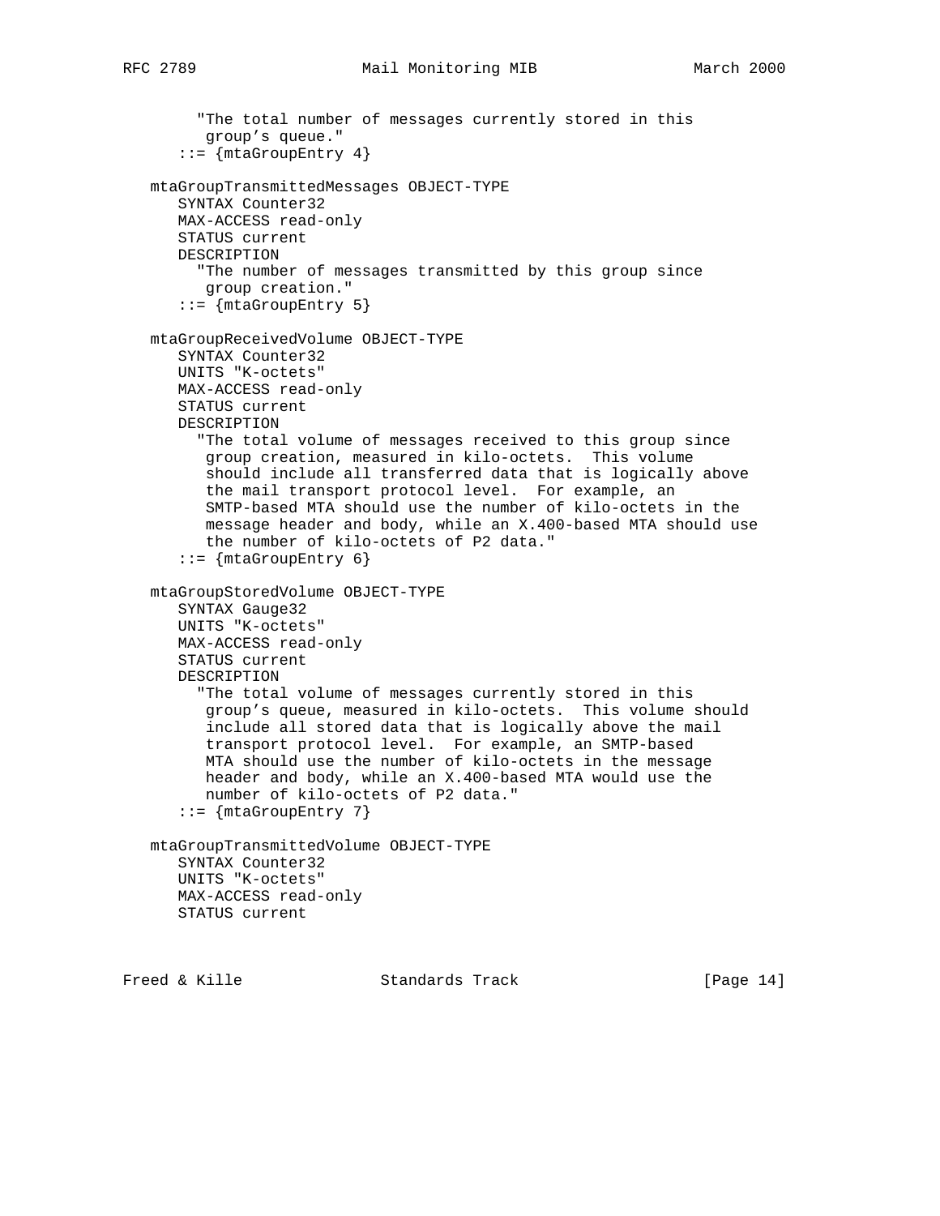```
        "The total number of messages currently stored in this
         group's queue."
      ::= {mtaGroupEntry 4}

   mtaGroupTransmittedMessages OBJECT-TYPE
      SYNTAX Counter32
      MAX-ACCESS read-only
      STATUS current
      DESCRIPTION
        "The number of messages transmitted by this group since
         group creation."
      ::= {mtaGroupEntry 5}

   mtaGroupReceivedVolume OBJECT-TYPE
      SYNTAX Counter32
      UNITS "K-octets"
      MAX-ACCESS read-only
      STATUS current
      DESCRIPTION
        "The total volume of messages received to this group since
         group creation, measured in kilo-octets.  This volume
         should include all transferred data that is logically above
         the mail transport protocol level.  For example, an
         SMTP-based MTA should use the number of kilo-octets in the
         message header and body, while an X.400-based MTA should use
         the number of kilo-octets of P2 data."
      ::= {mtaGroupEntry 6}

   mtaGroupStoredVolume OBJECT-TYPE
      SYNTAX Gauge32
      UNITS "K-octets"
      MAX-ACCESS read-only
      STATUS current
      DESCRIPTION
        "The total volume of messages currently stored in this
         group's queue, measured in kilo-octets.  This volume should
         include all stored data that is logically above the mail
         transport protocol level.  For example, an SMTP-based
         MTA should use the number of kilo-octets in the message
         header and body, while an X.400-based MTA would use the
         number of kilo-octets of P2 data."
      ::= {mtaGroupEntry 7}

   mtaGroupTransmittedVolume OBJECT-TYPE
      SYNTAX Counter32
      UNITS "K-octets"
      MAX-ACCESS read-only
      STATUS current
```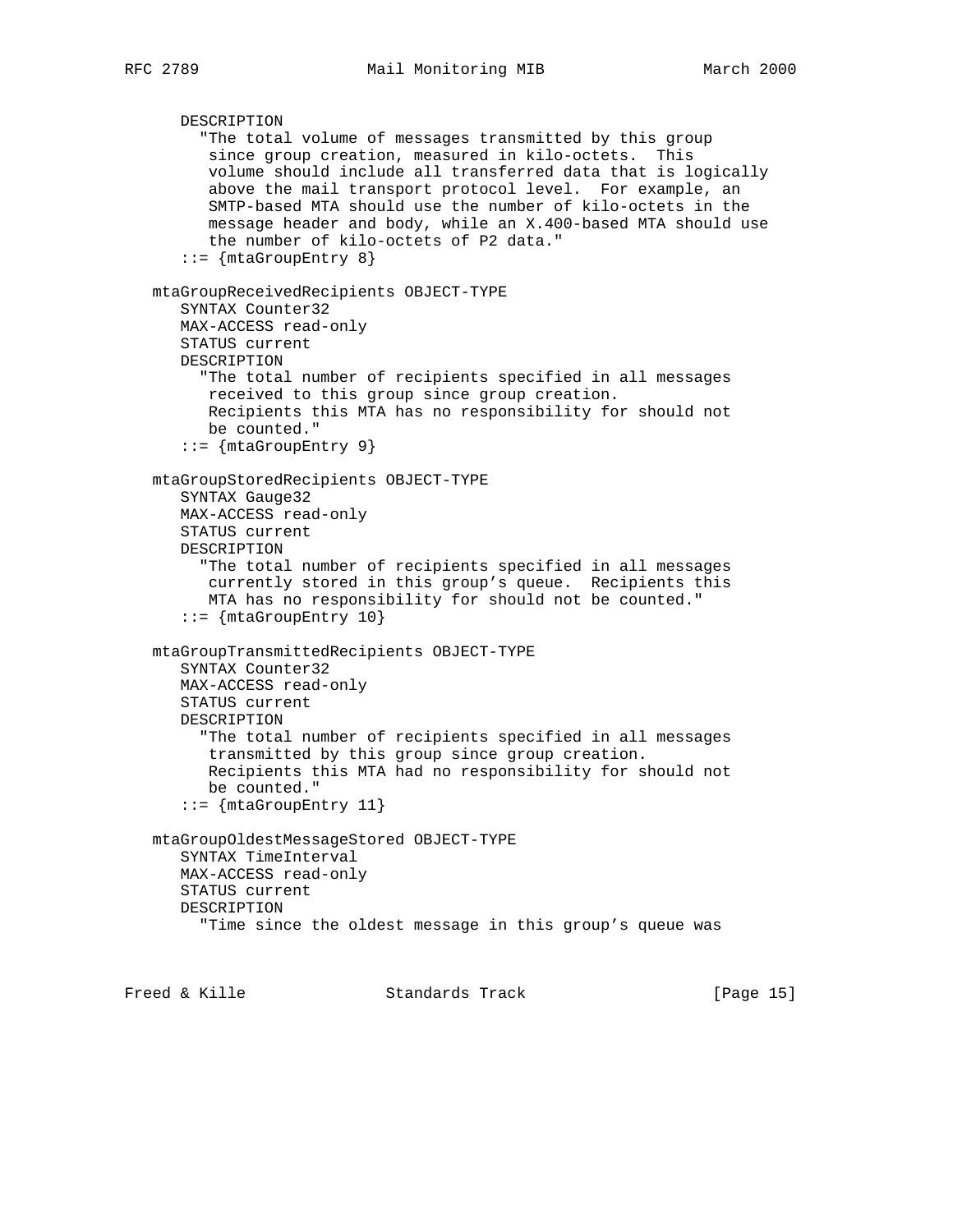```
      DESCRIPTION
        "The total volume of messages transmitted by this group
         since group creation, measured in kilo-octets.  This
         volume should include all transferred data that is logically
         above the mail transport protocol level.  For example, an
         SMTP-based MTA should use the number of kilo-octets in the
         message header and body, while an X.400-based MTA should use
         the number of kilo-octets of P2 data."
      ::= {mtaGroupEntry 8}

   mtaGroupReceivedRecipients OBJECT-TYPE
      SYNTAX Counter32
      MAX-ACCESS read-only
      STATUS current
      DESCRIPTION
        "The total number of recipients specified in all messages
         received to this group since group creation.
         Recipients this MTA has no responsibility for should not
         be counted."
      ::= {mtaGroupEntry 9}

   mtaGroupStoredRecipients OBJECT-TYPE
      SYNTAX Gauge32
      MAX-ACCESS read-only
      STATUS current
      DESCRIPTION
        "The total number of recipients specified in all messages
         currently stored in this group's queue.  Recipients this
         MTA has no responsibility for should not be counted."
      ::= {mtaGroupEntry 10}

   mtaGroupTransmittedRecipients OBJECT-TYPE
      SYNTAX Counter32
      MAX-ACCESS read-only
      STATUS current
      DESCRIPTION
        "The total number of recipients specified in all messages
         transmitted by this group since group creation.
         Recipients this MTA had no responsibility for should not
         be counted."
      ::= {mtaGroupEntry 11}

   mtaGroupOldestMessageStored OBJECT-TYPE
      SYNTAX TimeInterval
      MAX-ACCESS read-only
      STATUS current
      DESCRIPTION
        "Time since the oldest message in this group's queue was
```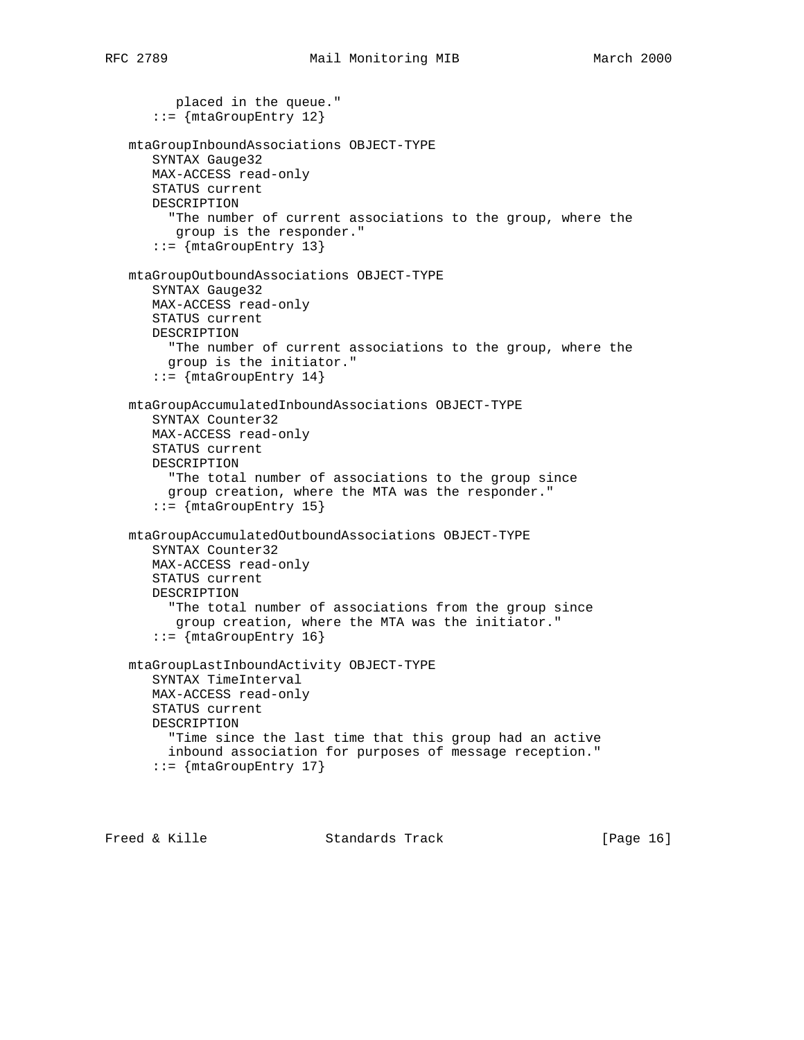```
        placed in the queue."
     ::= {mtaGroupEntry 12}

  mtaGroupInboundAssociations OBJECT-TYPE
     SYNTAX Gauge32
     MAX-ACCESS read-only
     STATUS current
     DESCRIPTION
       "The number of current associations to the group, where the
        group is the responder."
     ::= {mtaGroupEntry 13}

  mtaGroupOutboundAssociations OBJECT-TYPE
     SYNTAX Gauge32
     MAX-ACCESS read-only
     STATUS current
     DESCRIPTION
       "The number of current associations to the group, where the
       group is the initiator."
     ::= {mtaGroupEntry 14}

  mtaGroupAccumulatedInboundAssociations OBJECT-TYPE
     SYNTAX Counter32
     MAX-ACCESS read-only
     STATUS current
     DESCRIPTION
       "The total number of associations to the group since
       group creation, where the MTA was the responder."
     ::= {mtaGroupEntry 15}

  mtaGroupAccumulatedOutboundAssociations OBJECT-TYPE
     SYNTAX Counter32
     MAX-ACCESS read-only
     STATUS current
     DESCRIPTION
       "The total number of associations from the group since
        group creation, where the MTA was the initiator."
     ::= {mtaGroupEntry 16}

  mtaGroupLastInboundActivity OBJECT-TYPE
     SYNTAX TimeInterval
     MAX-ACCESS read-only
     STATUS current
     DESCRIPTION
       "Time since the last time that this group had an active
       inbound association for purposes of message reception."
     ::= {mtaGroupEntry 17}
```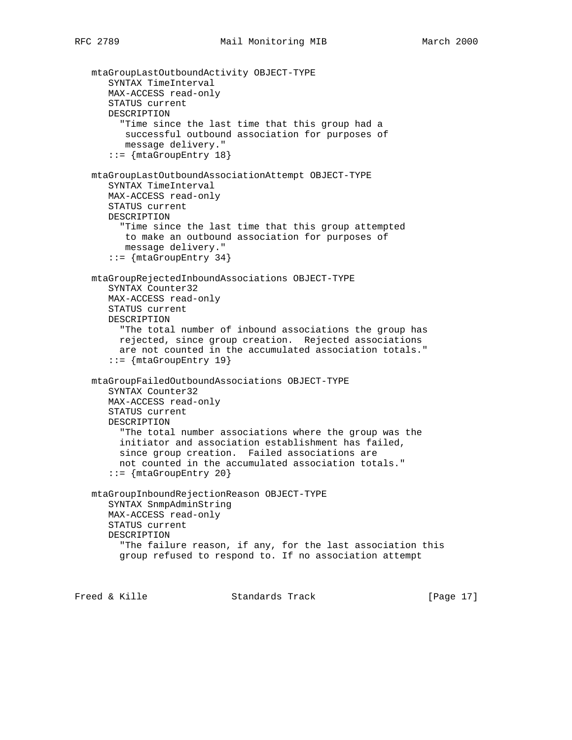```
   mtaGroupLastOutboundActivity OBJECT-TYPE
      SYNTAX TimeInterval
      MAX-ACCESS read-only
      STATUS current
      DESCRIPTION
        "Time since the last time that this group had a
         successful outbound association for purposes of
         message delivery."
      ::= {mtaGroupEntry 18}

   mtaGroupLastOutboundAssociationAttempt OBJECT-TYPE
      SYNTAX TimeInterval
      MAX-ACCESS read-only
      STATUS current
      DESCRIPTION
        "Time since the last time that this group attempted
         to make an outbound association for purposes of
         message delivery."
      ::= {mtaGroupEntry 34}

   mtaGroupRejectedInboundAssociations OBJECT-TYPE
      SYNTAX Counter32
      MAX-ACCESS read-only
      STATUS current
      DESCRIPTION
        "The total number of inbound associations the group has
        rejected, since group creation.  Rejected associations
        are not counted in the accumulated association totals."
      ::= {mtaGroupEntry 19}

   mtaGroupFailedOutboundAssociations OBJECT-TYPE
      SYNTAX Counter32
      MAX-ACCESS read-only
      STATUS current
      DESCRIPTION
        "The total number associations where the group was the
        initiator and association establishment has failed,
        since group creation.  Failed associations are
        not counted in the accumulated association totals."
      ::= {mtaGroupEntry 20}

   mtaGroupInboundRejectionReason OBJECT-TYPE
      SYNTAX SnmpAdminString
      MAX-ACCESS read-only
      STATUS current
      DESCRIPTION
        "The failure reason, if any, for the last association this
        group refused to respond to. If no association attempt
```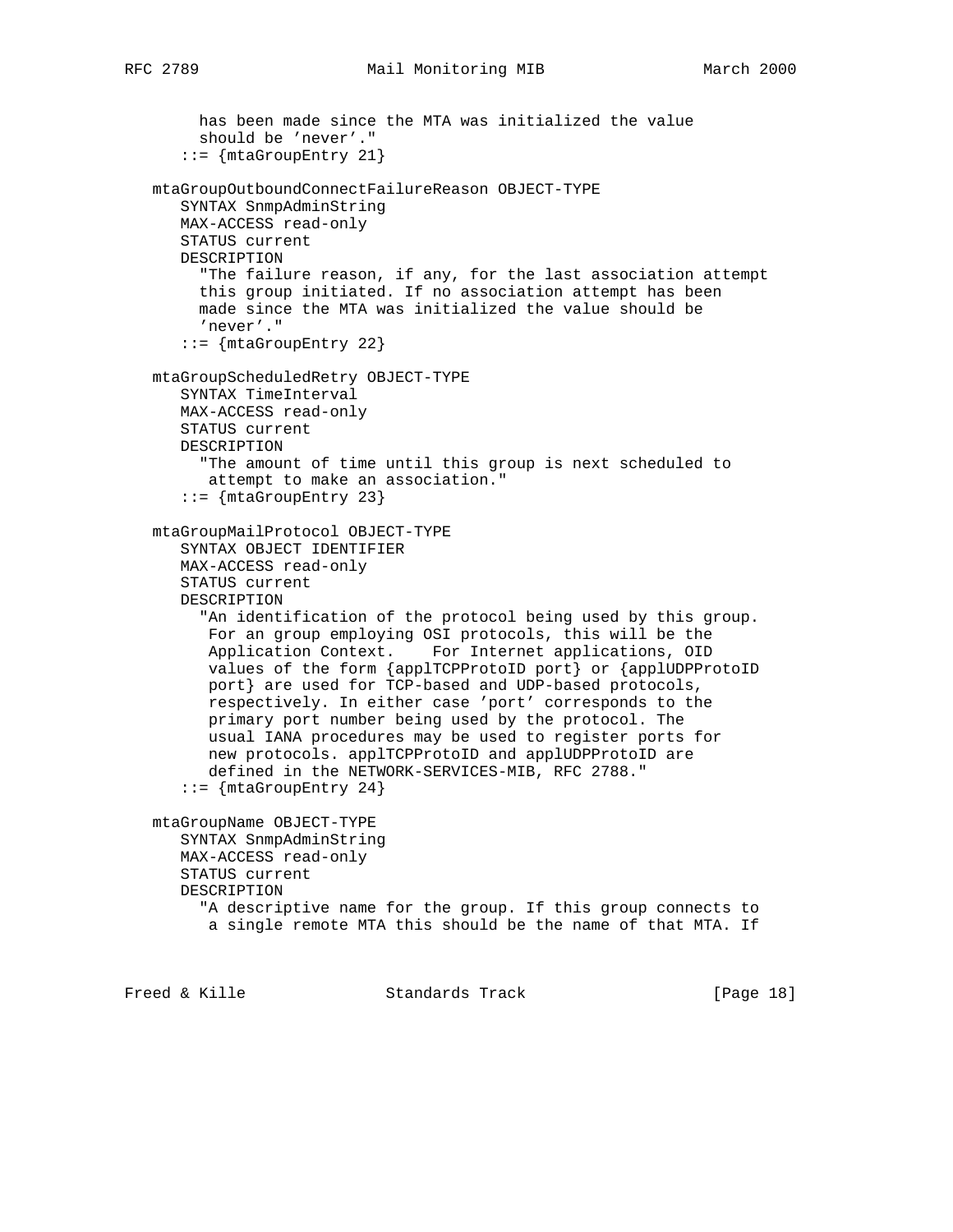```
        has been made since the MTA was initialized the value
        should be 'never'."
      ::= {mtaGroupEntry 21}

   mtaGroupOutboundConnectFailureReason OBJECT-TYPE
      SYNTAX SnmpAdminString
      MAX-ACCESS read-only
      STATUS current
      DESCRIPTION
        "The failure reason, if any, for the last association attempt
        this group initiated. If no association attempt has been
        made since the MTA was initialized the value should be
        'never'."
      ::= {mtaGroupEntry 22}

   mtaGroupScheduledRetry OBJECT-TYPE
      SYNTAX TimeInterval
      MAX-ACCESS read-only
      STATUS current
      DESCRIPTION
        "The amount of time until this group is next scheduled to
         attempt to make an association."
      ::= {mtaGroupEntry 23}

   mtaGroupMailProtocol OBJECT-TYPE
      SYNTAX OBJECT IDENTIFIER
      MAX-ACCESS read-only
      STATUS current
      DESCRIPTION
        "An identification of the protocol being used by this group.
         For an group employing OSI protocols, this will be the
         Application Context.    For Internet applications, OID
         values of the form {applTCPProtoID port} or {applUDPProtoID
         port} are used for TCP-based and UDP-based protocols,
         respectively. In either case 'port' corresponds to the
         primary port number being used by the protocol. The
         usual IANA procedures may be used to register ports for
         new protocols. applTCPProtoID and applUDPProtoID are
         defined in the NETWORK-SERVICES-MIB, RFC 2788."
      ::= {mtaGroupEntry 24}

   mtaGroupName OBJECT-TYPE
      SYNTAX SnmpAdminString
      MAX-ACCESS read-only
      STATUS current
      DESCRIPTION
        "A descriptive name for the group. If this group connects to
         a single remote MTA this should be the name of that MTA. If
```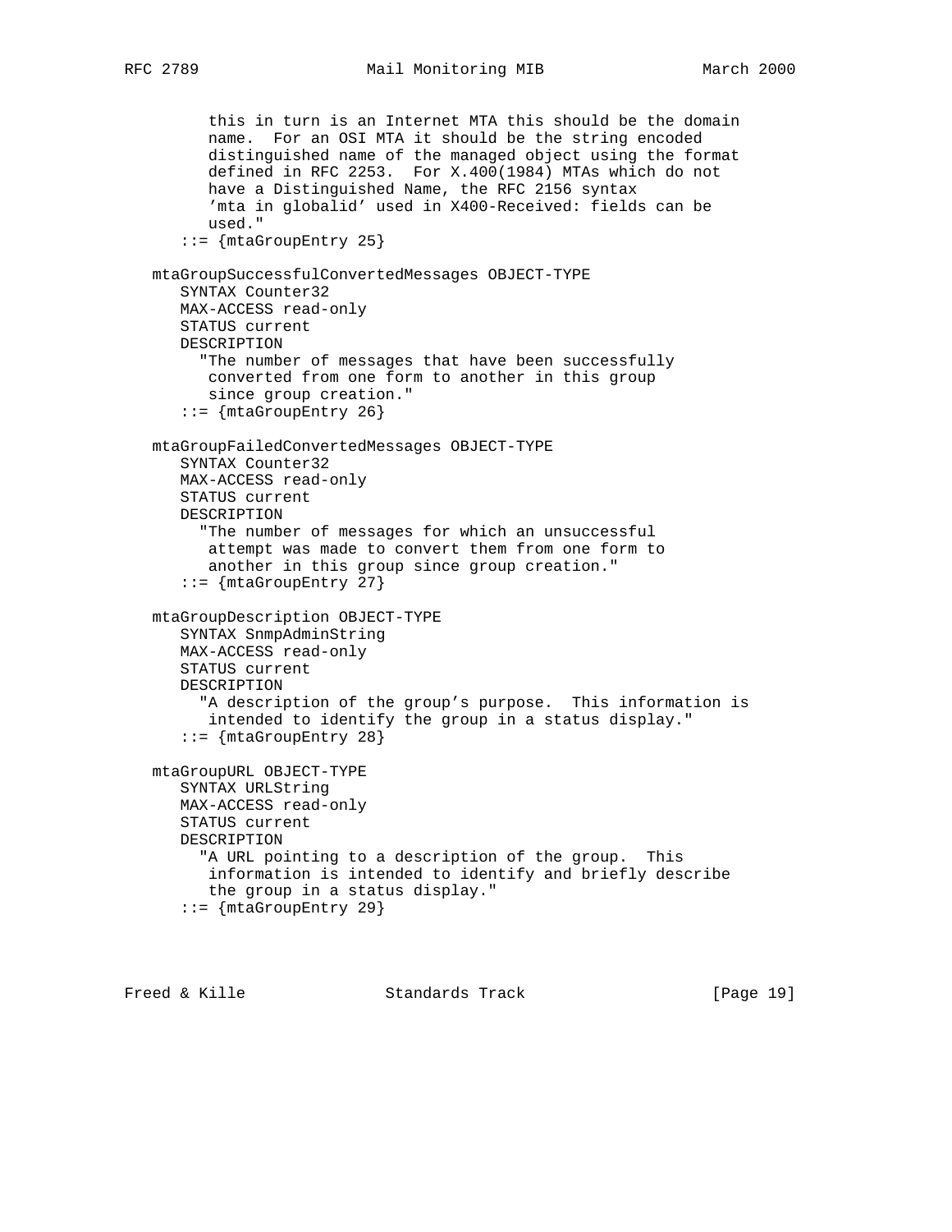```
        this in turn is an Internet MTA this should be the domain
        name.  For an OSI MTA it should be the string encoded
        distinguished name of the managed object using the format
        defined in RFC 2253.  For X.400(1984) MTAs which do not
        have a Distinguished Name, the RFC 2156 syntax
        'mta in globalid' used in X400-Received: fields can be
        used."
     ::= {mtaGroupEntry 25}

   mtaGroupSuccessfulConvertedMessages OBJECT-TYPE
      SYNTAX Counter32
      MAX-ACCESS read-only
      STATUS current
      DESCRIPTION
        "The number of messages that have been successfully
         converted from one form to another in this group
         since group creation."
      ::= {mtaGroupEntry 26}

   mtaGroupFailedConvertedMessages OBJECT-TYPE
      SYNTAX Counter32
      MAX-ACCESS read-only
      STATUS current
      DESCRIPTION
        "The number of messages for which an unsuccessful
         attempt was made to convert them from one form to
         another in this group since group creation."
      ::= {mtaGroupEntry 27}

   mtaGroupDescription OBJECT-TYPE
      SYNTAX SnmpAdminString
      MAX-ACCESS read-only
      STATUS current
      DESCRIPTION
        "A description of the group's purpose.  This information is
         intended to identify the group in a status display."
      ::= {mtaGroupEntry 28}

   mtaGroupURL OBJECT-TYPE
      SYNTAX URLString
      MAX-ACCESS read-only
      STATUS current
      DESCRIPTION
        "A URL pointing to a description of the group.  This
         information is intended to identify and briefly describe
         the group in a status display."
      ::= {mtaGroupEntry 29}
```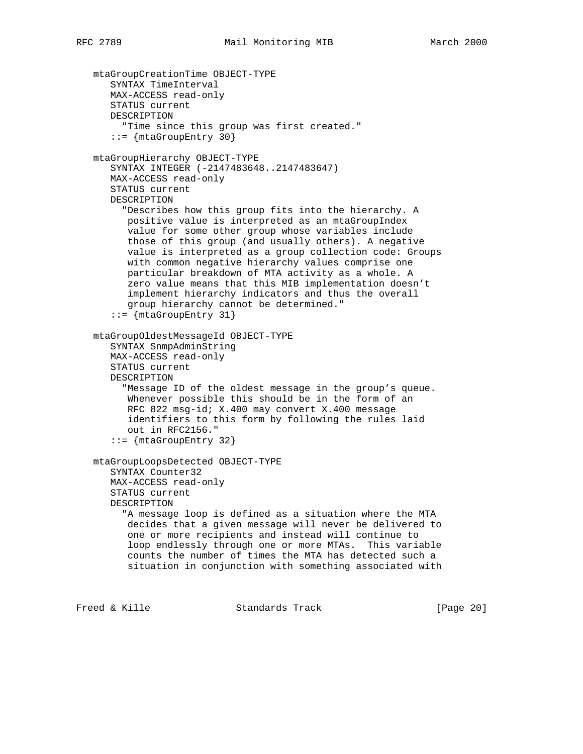```
   mtaGroupCreationTime OBJECT-TYPE
      SYNTAX TimeInterval
      MAX-ACCESS read-only
      STATUS current
      DESCRIPTION
        "Time since this group was first created."
      ::= {mtaGroupEntry 30}

   mtaGroupHierarchy OBJECT-TYPE
      SYNTAX INTEGER (-2147483648..2147483647)
      MAX-ACCESS read-only
      STATUS current
      DESCRIPTION
        "Describes how this group fits into the hierarchy. A
         positive value is interpreted as an mtaGroupIndex
         value for some other group whose variables include
         those of this group (and usually others). A negative
         value is interpreted as a group collection code: Groups
         with common negative hierarchy values comprise one
         particular breakdown of MTA activity as a whole. A
         zero value means that this MIB implementation doesn't
         implement hierarchy indicators and thus the overall
         group hierarchy cannot be determined."
      ::= {mtaGroupEntry 31}

   mtaGroupOldestMessageId OBJECT-TYPE
      SYNTAX SnmpAdminString
      MAX-ACCESS read-only
      STATUS current
      DESCRIPTION
        "Message ID of the oldest message in the group's queue.
         Whenever possible this should be in the form of an
         RFC 822 msg-id; X.400 may convert X.400 message
         identifiers to this form by following the rules laid
         out in RFC2156."
      ::= {mtaGroupEntry 32}

   mtaGroupLoopsDetected OBJECT-TYPE
      SYNTAX Counter32
      MAX-ACCESS read-only
      STATUS current
      DESCRIPTION
        "A message loop is defined as a situation where the MTA
         decides that a given message will never be delivered to
         one or more recipients and instead will continue to
         loop endlessly through one or more MTAs.  This variable
         counts the number of times the MTA has detected such a
         situation in conjunction with something associated with
```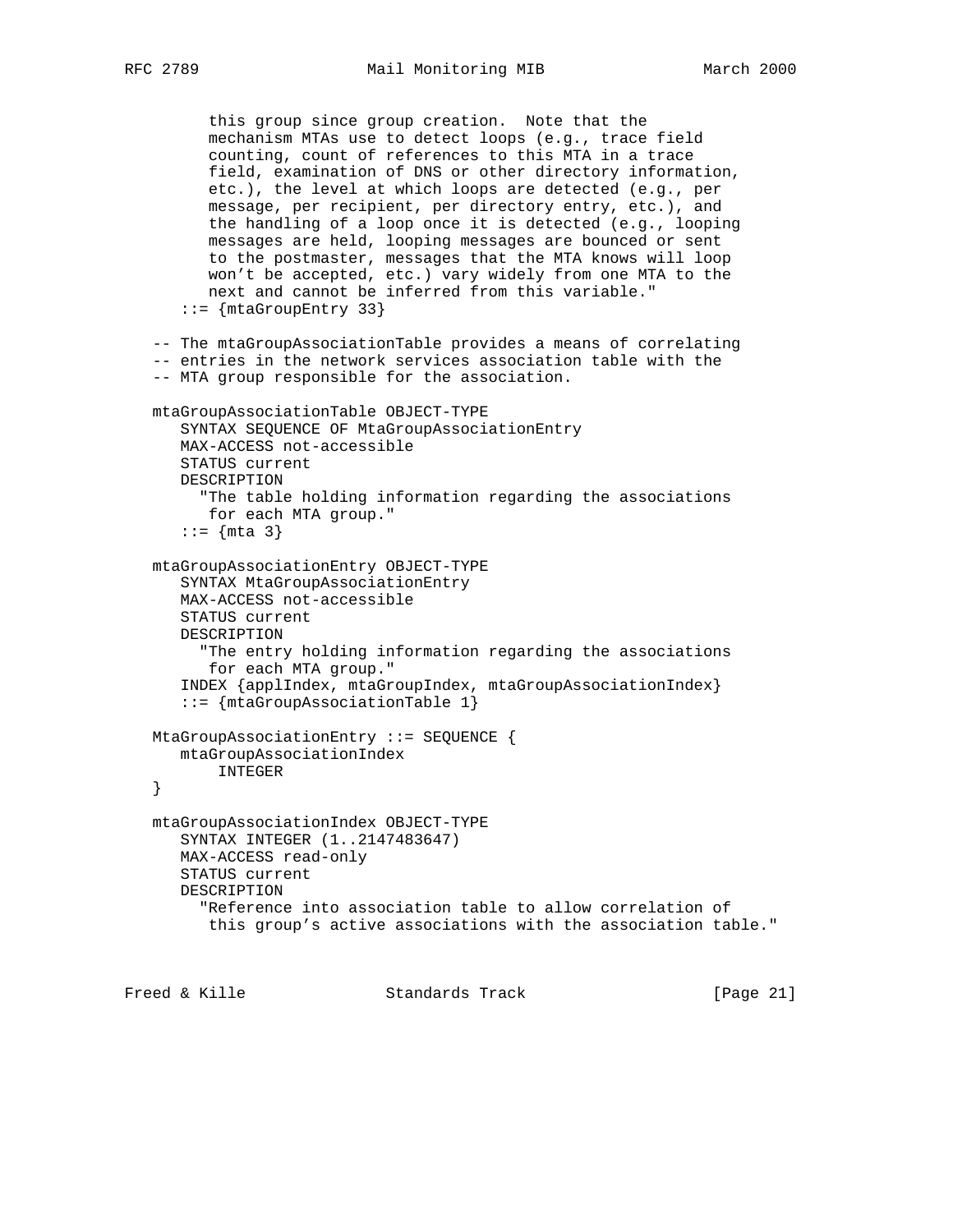```
        this group since group creation.  Note that the
        mechanism MTAs use to detect loops (e.g., trace field
        counting, count of references to this MTA in a trace
        field, examination of DNS or other directory information,
        etc.), the level at which loops are detected (e.g., per
        message, per recipient, per directory entry, etc.), and
        the handling of a loop once it is detected (e.g., looping
        messages are held, looping messages are bounced or sent
        to the postmaster, messages that the MTA knows will loop
        won't be accepted, etc.) vary widely from one MTA to the
        next and cannot be inferred from this variable."
     ::= {mtaGroupEntry 33}

   -- The mtaGroupAssociationTable provides a means of correlating
   -- entries in the network services association table with the
   -- MTA group responsible for the association.

   mtaGroupAssociationTable OBJECT-TYPE
      SYNTAX SEQUENCE OF MtaGroupAssociationEntry
      MAX-ACCESS not-accessible
      STATUS current
      DESCRIPTION
        "The table holding information regarding the associations
         for each MTA group."
      ::= {mta 3}

   mtaGroupAssociationEntry OBJECT-TYPE
      SYNTAX MtaGroupAssociationEntry
      MAX-ACCESS not-accessible
      STATUS current
      DESCRIPTION
        "The entry holding information regarding the associations
         for each MTA group."
      INDEX {applIndex, mtaGroupIndex, mtaGroupAssociationIndex}
      ::= {mtaGroupAssociationTable 1}

   MtaGroupAssociationEntry ::= SEQUENCE {
      mtaGroupAssociationIndex
          INTEGER
   }

   mtaGroupAssociationIndex OBJECT-TYPE
      SYNTAX INTEGER (1..2147483647)
      MAX-ACCESS read-only
      STATUS current
      DESCRIPTION
        "Reference into association table to allow correlation of
         this group's active associations with the association table."
```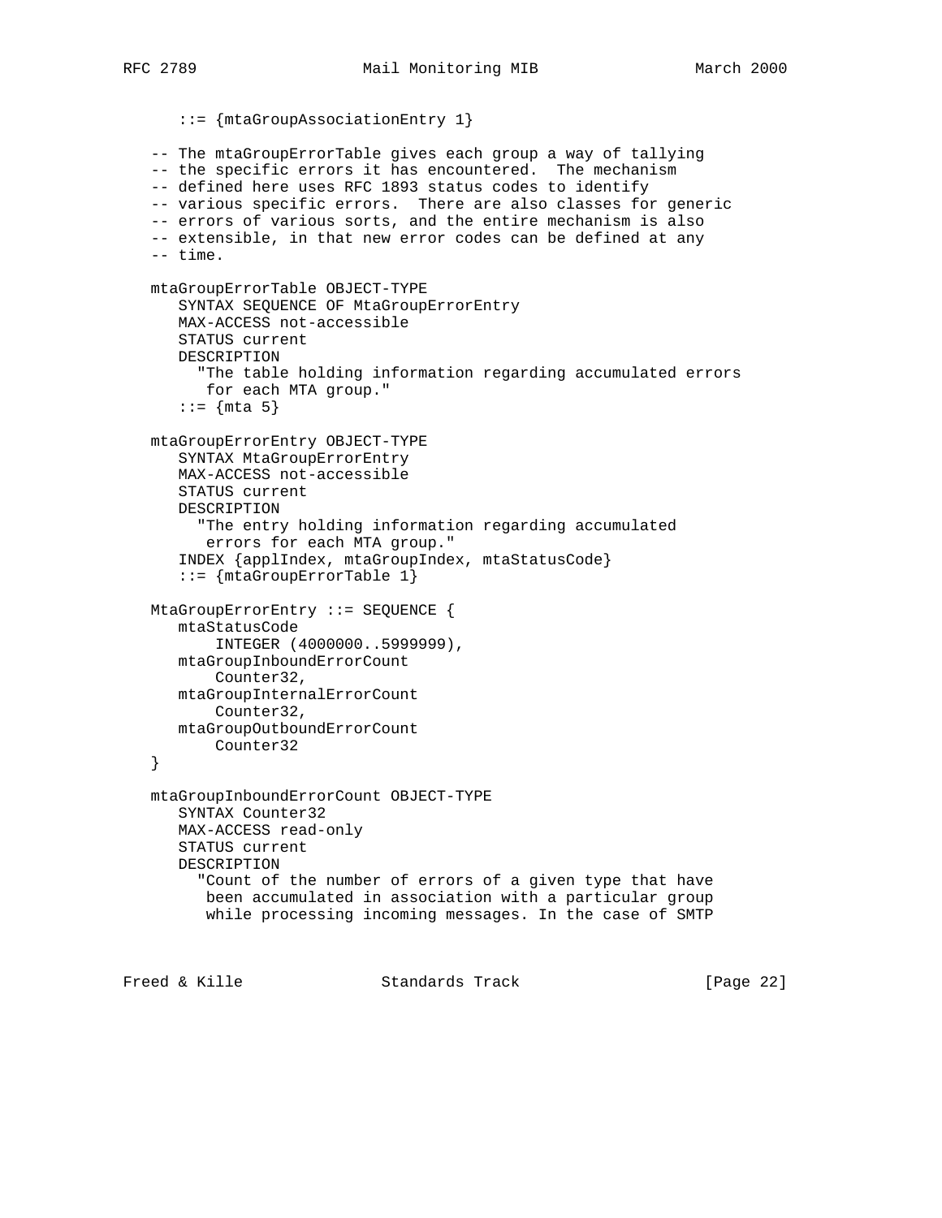```
      ::= {mtaGroupAssociationEntry 1}

   -- The mtaGroupErrorTable gives each group a way of tallying
   -- the specific errors it has encountered.  The mechanism
   -- defined here uses RFC 1893 status codes to identify
   -- various specific errors.  There are also classes for generic
   -- errors of various sorts, and the entire mechanism is also
   -- extensible, in that new error codes can be defined at any
   -- time.

   mtaGroupErrorTable OBJECT-TYPE
      SYNTAX SEQUENCE OF MtaGroupErrorEntry
      MAX-ACCESS not-accessible
      STATUS current
      DESCRIPTION
        "The table holding information regarding accumulated errors
         for each MTA group."
      ::= {mta 5}

   mtaGroupErrorEntry OBJECT-TYPE
      SYNTAX MtaGroupErrorEntry
      MAX-ACCESS not-accessible
      STATUS current
      DESCRIPTION
        "The entry holding information regarding accumulated
         errors for each MTA group."
      INDEX {applIndex, mtaGroupIndex, mtaStatusCode}
      ::= {mtaGroupErrorTable 1}

   MtaGroupErrorEntry ::= SEQUENCE {
      mtaStatusCode
          INTEGER (4000000..5999999),
      mtaGroupInboundErrorCount
          Counter32,
      mtaGroupInternalErrorCount
          Counter32,
      mtaGroupOutboundErrorCount
          Counter32
   }

   mtaGroupInboundErrorCount OBJECT-TYPE
      SYNTAX Counter32
      MAX-ACCESS read-only
      STATUS current
      DESCRIPTION
        "Count of the number of errors of a given type that have
         been accumulated in association with a particular group
         while processing incoming messages. In the case of SMTP
```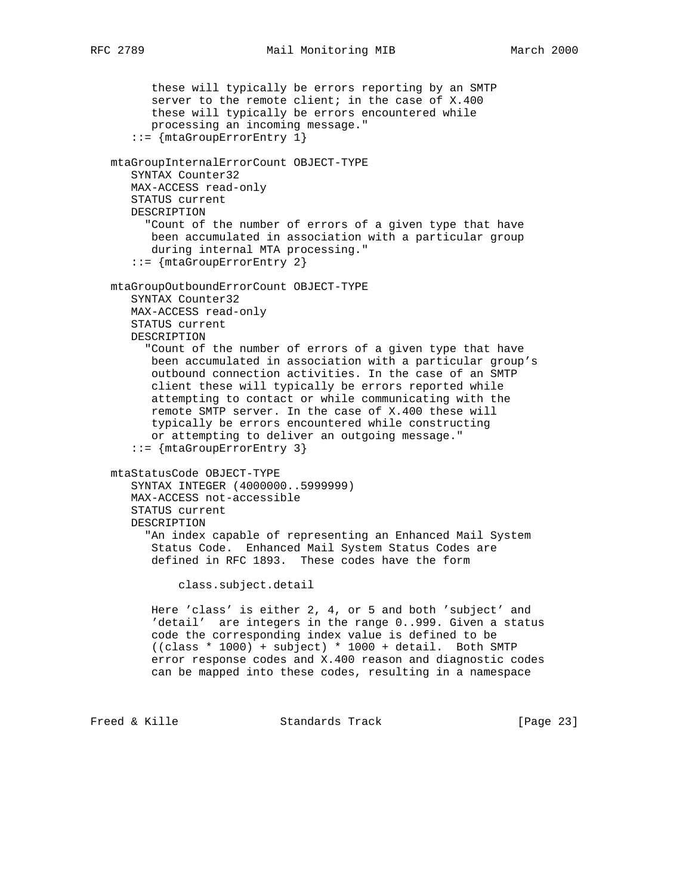```
        these will typically be errors reporting by an SMTP
        server to the remote client; in the case of X.400
        these will typically be errors encountered while
        processing an incoming message."
      ::= {mtaGroupErrorEntry 1}

   mtaGroupInternalErrorCount OBJECT-TYPE
      SYNTAX Counter32
      MAX-ACCESS read-only
      STATUS current
      DESCRIPTION
        "Count of the number of errors of a given type that have
         been accumulated in association with a particular group
         during internal MTA processing."
      ::= {mtaGroupErrorEntry 2}

   mtaGroupOutboundErrorCount OBJECT-TYPE
      SYNTAX Counter32
      MAX-ACCESS read-only
      STATUS current
      DESCRIPTION
        "Count of the number of errors of a given type that have
         been accumulated in association with a particular group's
         outbound connection activities. In the case of an SMTP
         client these will typically be errors reported while
         attempting to contact or while communicating with the
         remote SMTP server. In the case of X.400 these will
         typically be errors encountered while constructing
         or attempting to deliver an outgoing message."
      ::= {mtaGroupErrorEntry 3}

   mtaStatusCode OBJECT-TYPE
      SYNTAX INTEGER (4000000..5999999)
      MAX-ACCESS not-accessible
      STATUS current
      DESCRIPTION
        "An index capable of representing an Enhanced Mail System
         Status Code.  Enhanced Mail System Status Codes are
         defined in RFC 1893.  These codes have the form

             class.subject.detail

         Here 'class' is either 2, 4, or 5 and both 'subject' and
         'detail'  are integers in the range 0..999. Given a status
         code the corresponding index value is defined to be
         ((class * 1000) + subject) * 1000 + detail.  Both SMTP
         error response codes and X.400 reason and diagnostic codes
         can be mapped into these codes, resulting in a namespace
```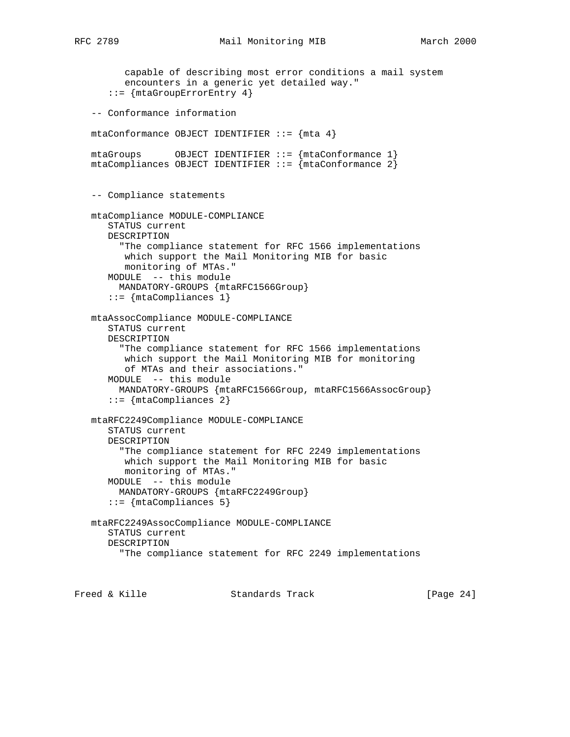```
        capable of describing most error conditions a mail system
        encounters in a generic yet detailed way."
      ::= {mtaGroupErrorEntry 4}

   -- Conformance information

   mtaConformance OBJECT IDENTIFIER ::= {mta 4}

   mtaGroups      OBJECT IDENTIFIER ::= {mtaConformance 1}
   mtaCompliances OBJECT IDENTIFIER ::= {mtaConformance 2}


   -- Compliance statements

   mtaCompliance MODULE-COMPLIANCE
      STATUS current
      DESCRIPTION
        "The compliance statement for RFC 1566 implementations
         which support the Mail Monitoring MIB for basic
         monitoring of MTAs."
      MODULE  -- this module
        MANDATORY-GROUPS {mtaRFC1566Group}
      ::= {mtaCompliances 1}

   mtaAssocCompliance MODULE-COMPLIANCE
      STATUS current
      DESCRIPTION
        "The compliance statement for RFC 1566 implementations
         which support the Mail Monitoring MIB for monitoring
         of MTAs and their associations."
      MODULE  -- this module
        MANDATORY-GROUPS {mtaRFC1566Group, mtaRFC1566AssocGroup}
      ::= {mtaCompliances 2}

   mtaRFC2249Compliance MODULE-COMPLIANCE
      STATUS current
      DESCRIPTION
        "The compliance statement for RFC 2249 implementations
         which support the Mail Monitoring MIB for basic
         monitoring of MTAs."
      MODULE  -- this module
        MANDATORY-GROUPS {mtaRFC2249Group}
      ::= {mtaCompliances 5}

   mtaRFC2249AssocCompliance MODULE-COMPLIANCE
      STATUS current
      DESCRIPTION
        "The compliance statement for RFC 2249 implementations
```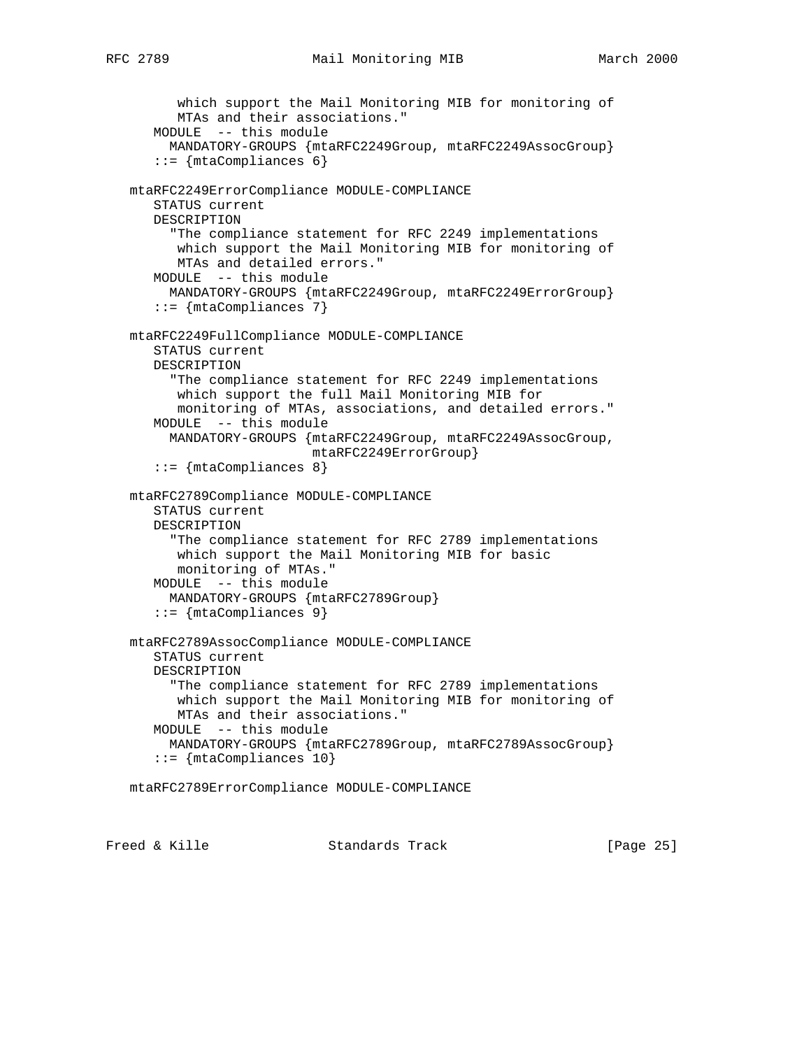```
         which support the Mail Monitoring MIB for monitoring of
         MTAs and their associations."
      MODULE  -- this module
        MANDATORY-GROUPS {mtaRFC2249Group, mtaRFC2249AssocGroup}
      ::= {mtaCompliances 6}

   mtaRFC2249ErrorCompliance MODULE-COMPLIANCE
      STATUS current
      DESCRIPTION
        "The compliance statement for RFC 2249 implementations
         which support the Mail Monitoring MIB for monitoring of
         MTAs and detailed errors."
      MODULE  -- this module
        MANDATORY-GROUPS {mtaRFC2249Group, mtaRFC2249ErrorGroup}
      ::= {mtaCompliances 7}

   mtaRFC2249FullCompliance MODULE-COMPLIANCE
      STATUS current
      DESCRIPTION
        "The compliance statement for RFC 2249 implementations
         which support the full Mail Monitoring MIB for
         monitoring of MTAs, associations, and detailed errors."
      MODULE  -- this module
        MANDATORY-GROUPS {mtaRFC2249Group, mtaRFC2249AssocGroup,
                          mtaRFC2249ErrorGroup}
      ::= {mtaCompliances 8}

   mtaRFC2789Compliance MODULE-COMPLIANCE
      STATUS current
      DESCRIPTION
        "The compliance statement for RFC 2789 implementations
         which support the Mail Monitoring MIB for basic
         monitoring of MTAs."
      MODULE  -- this module
        MANDATORY-GROUPS {mtaRFC2789Group}
      ::= {mtaCompliances 9}

   mtaRFC2789AssocCompliance MODULE-COMPLIANCE
      STATUS current
      DESCRIPTION
        "The compliance statement for RFC 2789 implementations
         which support the Mail Monitoring MIB for monitoring of
         MTAs and their associations."
      MODULE  -- this module
        MANDATORY-GROUPS {mtaRFC2789Group, mtaRFC2789AssocGroup}
      ::= {mtaCompliances 10}

   mtaRFC2789ErrorCompliance MODULE-COMPLIANCE
```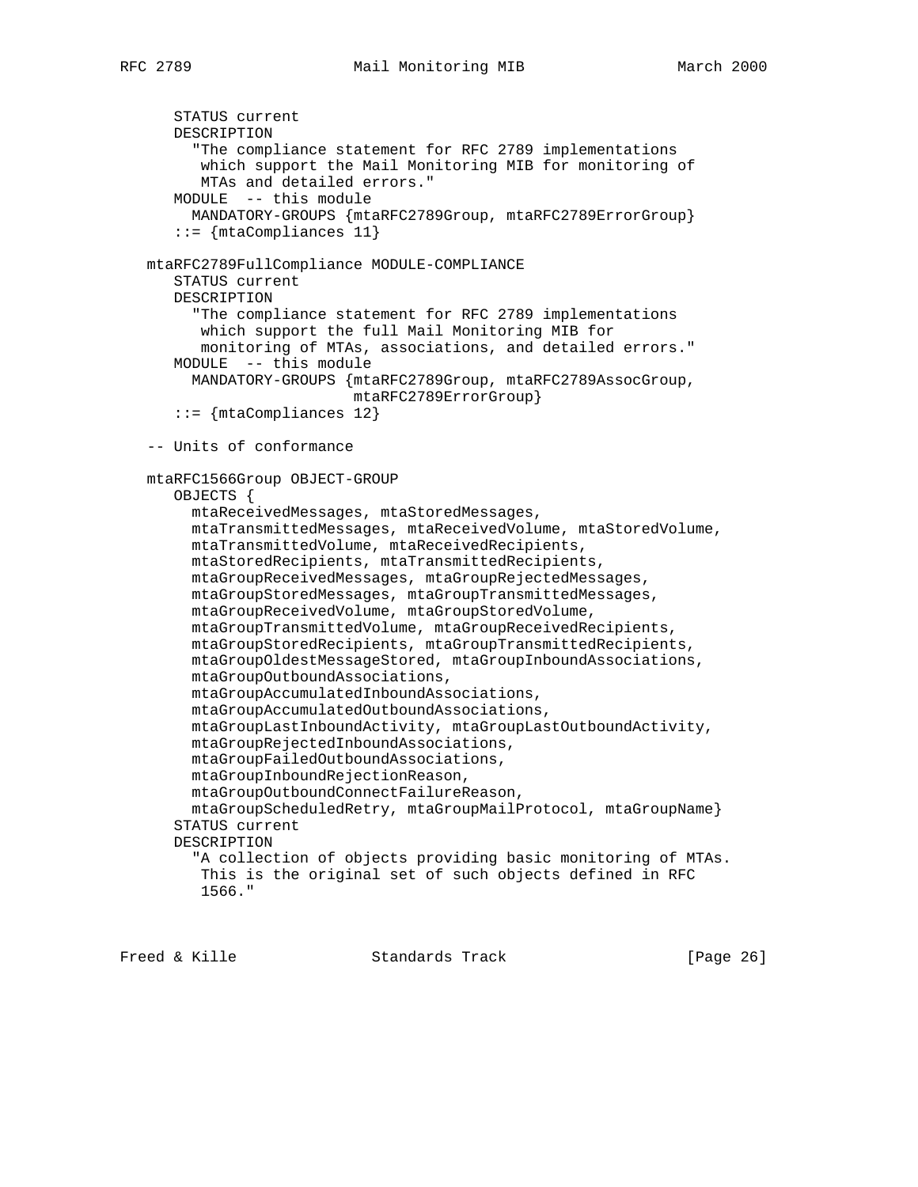```
      STATUS current
      DESCRIPTION
        "The compliance statement for RFC 2789 implementations
         which support the Mail Monitoring MIB for monitoring of
         MTAs and detailed errors."
      MODULE  -- this module
        MANDATORY-GROUPS {mtaRFC2789Group, mtaRFC2789ErrorGroup}
      ::= {mtaCompliances 11}

   mtaRFC2789FullCompliance MODULE-COMPLIANCE
      STATUS current
      DESCRIPTION
        "The compliance statement for RFC 2789 implementations
         which support the full Mail Monitoring MIB for
         monitoring of MTAs, associations, and detailed errors."
      MODULE  -- this module
        MANDATORY-GROUPS {mtaRFC2789Group, mtaRFC2789AssocGroup,
                          mtaRFC2789ErrorGroup}
      ::= {mtaCompliances 12}

   -- Units of conformance

   mtaRFC1566Group OBJECT-GROUP
      OBJECTS {
        mtaReceivedMessages, mtaStoredMessages,
        mtaTransmittedMessages, mtaReceivedVolume, mtaStoredVolume,
        mtaTransmittedVolume, mtaReceivedRecipients,
        mtaStoredRecipients, mtaTransmittedRecipients,
        mtaGroupReceivedMessages, mtaGroupRejectedMessages,
        mtaGroupStoredMessages, mtaGroupTransmittedMessages,
        mtaGroupReceivedVolume, mtaGroupStoredVolume,
        mtaGroupTransmittedVolume, mtaGroupReceivedRecipients,
        mtaGroupStoredRecipients, mtaGroupTransmittedRecipients,
        mtaGroupOldestMessageStored, mtaGroupInboundAssociations,
        mtaGroupOutboundAssociations,
        mtaGroupAccumulatedInboundAssociations,
        mtaGroupAccumulatedOutboundAssociations,
        mtaGroupLastInboundActivity, mtaGroupLastOutboundActivity,
        mtaGroupRejectedInboundAssociations,
        mtaGroupFailedOutboundAssociations,
        mtaGroupInboundRejectionReason,
        mtaGroupOutboundConnectFailureReason,
        mtaGroupScheduledRetry, mtaGroupMailProtocol, mtaGroupName}
      STATUS current
      DESCRIPTION
        "A collection of objects providing basic monitoring of MTAs.
         This is the original set of such objects defined in RFC
         1566."
```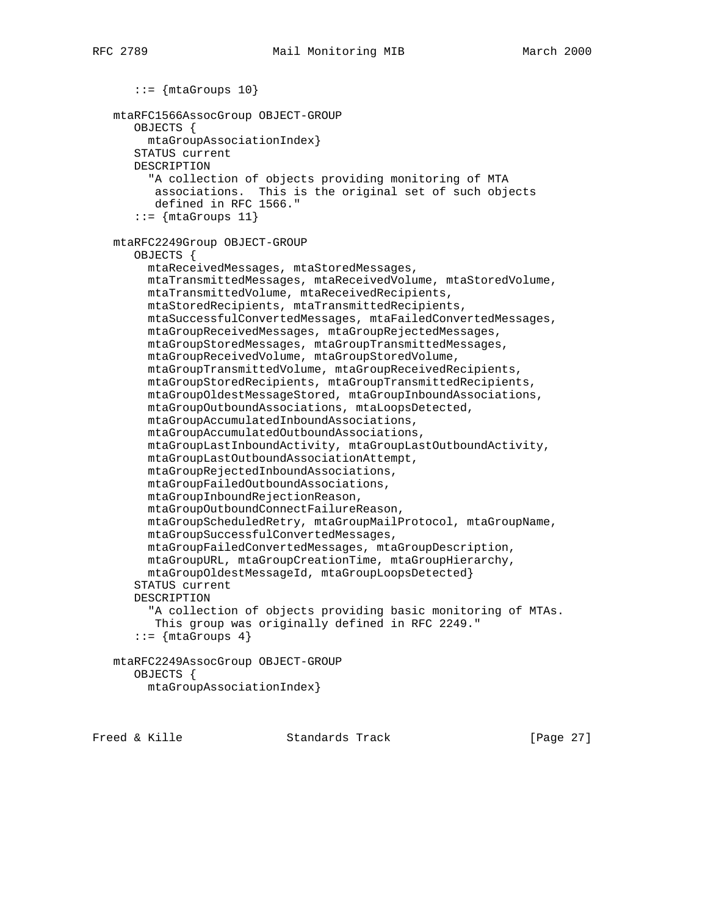```
      ::= {mtaGroups 10}

   mtaRFC1566AssocGroup OBJECT-GROUP
      OBJECTS {
        mtaGroupAssociationIndex}
      STATUS current
      DESCRIPTION
        "A collection of objects providing monitoring of MTA
         associations.  This is the original set of such objects
         defined in RFC 1566."
      ::= {mtaGroups 11}

   mtaRFC2249Group OBJECT-GROUP
      OBJECTS {
        mtaReceivedMessages, mtaStoredMessages,
        mtaTransmittedMessages, mtaReceivedVolume, mtaStoredVolume,
        mtaTransmittedVolume, mtaReceivedRecipients,
        mtaStoredRecipients, mtaTransmittedRecipients,
        mtaSuccessfulConvertedMessages, mtaFailedConvertedMessages,
        mtaGroupReceivedMessages, mtaGroupRejectedMessages,
        mtaGroupStoredMessages, mtaGroupTransmittedMessages,
        mtaGroupReceivedVolume, mtaGroupStoredVolume,
        mtaGroupTransmittedVolume, mtaGroupReceivedRecipients,
        mtaGroupStoredRecipients, mtaGroupTransmittedRecipients,
        mtaGroupOldestMessageStored, mtaGroupInboundAssociations,
        mtaGroupOutboundAssociations, mtaLoopsDetected,
        mtaGroupAccumulatedInboundAssociations,
        mtaGroupAccumulatedOutboundAssociations,
        mtaGroupLastInboundActivity, mtaGroupLastOutboundActivity,
        mtaGroupLastOutboundAssociationAttempt,
        mtaGroupRejectedInboundAssociations,
        mtaGroupFailedOutboundAssociations,
        mtaGroupInboundRejectionReason,
        mtaGroupOutboundConnectFailureReason,
        mtaGroupScheduledRetry, mtaGroupMailProtocol, mtaGroupName,
        mtaGroupSuccessfulConvertedMessages,
        mtaGroupFailedConvertedMessages, mtaGroupDescription,
        mtaGroupURL, mtaGroupCreationTime, mtaGroupHierarchy,
        mtaGroupOldestMessageId, mtaGroupLoopsDetected}
      STATUS current
      DESCRIPTION
        "A collection of objects providing basic monitoring of MTAs.
         This group was originally defined in RFC 2249."
      ::= {mtaGroups 4}

   mtaRFC2249AssocGroup OBJECT-GROUP
      OBJECTS {
        mtaGroupAssociationIndex}
```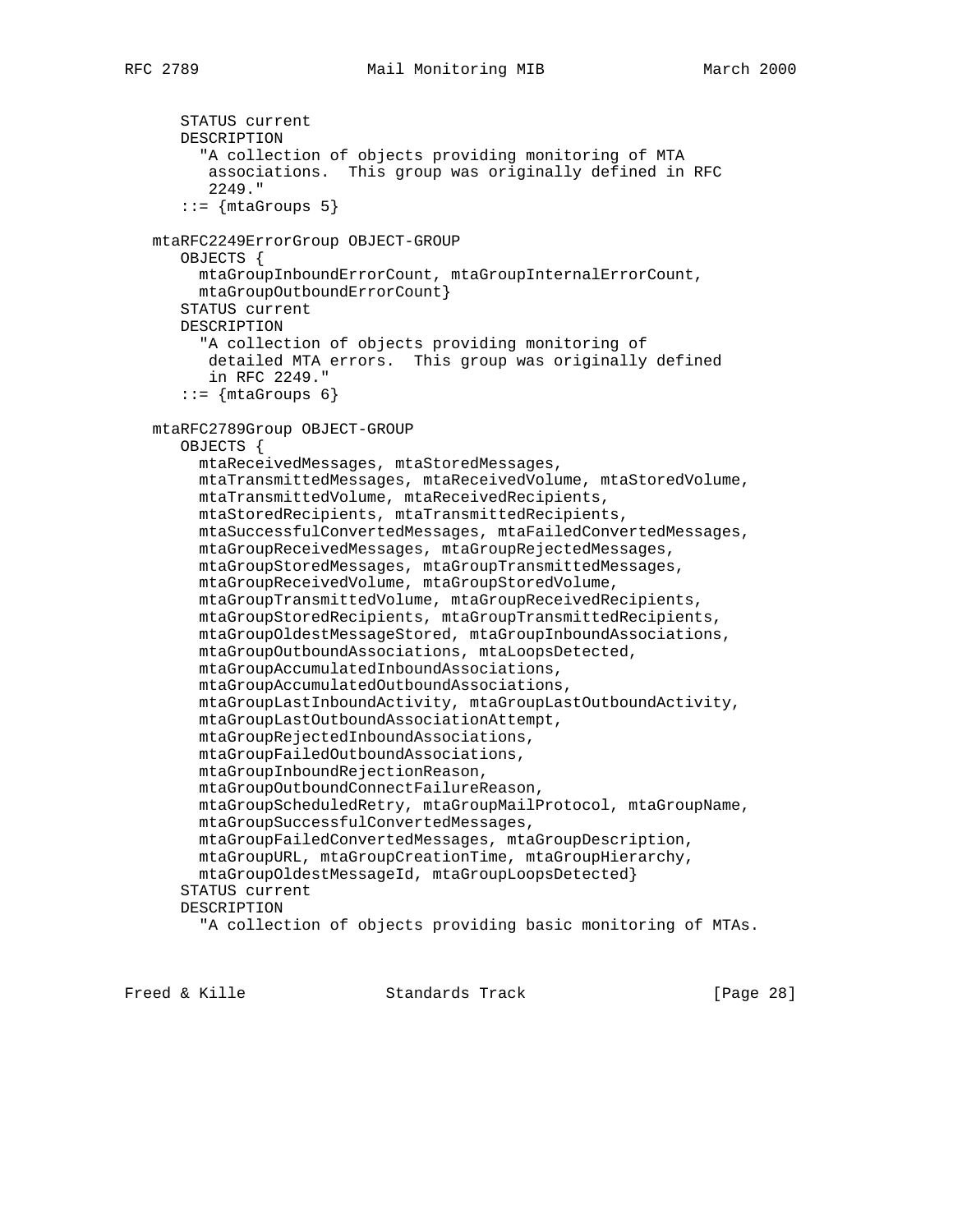```
      STATUS current
      DESCRIPTION
        "A collection of objects providing monitoring of MTA
         associations.  This group was originally defined in RFC
         2249."
      ::= {mtaGroups 5}

   mtaRFC2249ErrorGroup OBJECT-GROUP
      OBJECTS {
        mtaGroupInboundErrorCount, mtaGroupInternalErrorCount,
        mtaGroupOutboundErrorCount}
      STATUS current
      DESCRIPTION
        "A collection of objects providing monitoring of
         detailed MTA errors.  This group was originally defined
         in RFC 2249."
      ::= {mtaGroups 6}

   mtaRFC2789Group OBJECT-GROUP
      OBJECTS {
        mtaReceivedMessages, mtaStoredMessages,
        mtaTransmittedMessages, mtaReceivedVolume, mtaStoredVolume,
        mtaTransmittedVolume, mtaReceivedRecipients,
        mtaStoredRecipients, mtaTransmittedRecipients,
        mtaSuccessfulConvertedMessages, mtaFailedConvertedMessages,
        mtaGroupReceivedMessages, mtaGroupRejectedMessages,
        mtaGroupStoredMessages, mtaGroupTransmittedMessages,
        mtaGroupReceivedVolume, mtaGroupStoredVolume,
        mtaGroupTransmittedVolume, mtaGroupReceivedRecipients,
        mtaGroupStoredRecipients, mtaGroupTransmittedRecipients,
        mtaGroupOldestMessageStored, mtaGroupInboundAssociations,
        mtaGroupOutboundAssociations, mtaLoopsDetected,
        mtaGroupAccumulatedInboundAssociations,
        mtaGroupAccumulatedOutboundAssociations,
        mtaGroupLastInboundActivity, mtaGroupLastOutboundActivity,
        mtaGroupLastOutboundAssociationAttempt,
        mtaGroupRejectedInboundAssociations,
        mtaGroupFailedOutboundAssociations,
        mtaGroupInboundRejectionReason,
        mtaGroupOutboundConnectFailureReason,
        mtaGroupScheduledRetry, mtaGroupMailProtocol, mtaGroupName,
        mtaGroupSuccessfulConvertedMessages,
        mtaGroupFailedConvertedMessages, mtaGroupDescription,
        mtaGroupURL, mtaGroupCreationTime, mtaGroupHierarchy,
        mtaGroupOldestMessageId, mtaGroupLoopsDetected}
      STATUS current
      DESCRIPTION
        "A collection of objects providing basic monitoring of MTAs.
```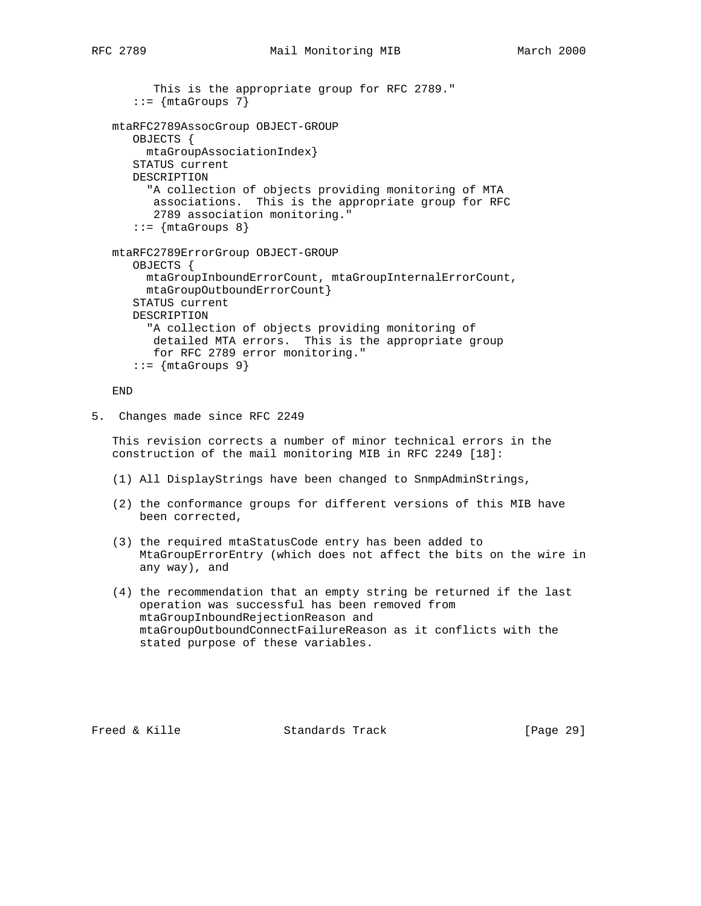```
         This is the appropriate group for RFC 2789."
      ::= {mtaGroups 7}

   mtaRFC2789AssocGroup OBJECT-GROUP
      OBJECTS {
        mtaGroupAssociationIndex}
      STATUS current
      DESCRIPTION
        "A collection of objects providing monitoring of MTA
         associations.  This is the appropriate group for RFC
         2789 association monitoring."
      ::= {mtaGroups 8}

   mtaRFC2789ErrorGroup OBJECT-GROUP
      OBJECTS {
        mtaGroupInboundErrorCount, mtaGroupInternalErrorCount,
        mtaGroupOutboundErrorCount}
      STATUS current
      DESCRIPTION
        "A collection of objects providing monitoring of
         detailed MTA errors.  This is the appropriate group
         for RFC 2789 error monitoring."
      ::= {mtaGroups 9}

   END
```

## 5. Changes made since RFC 2249

This revision corrects a number of minor technical errors in the construction of the mail monitoring MIB in RFC 2249 [18]:

(1) All DisplayStrings have been changed to SnmpAdminStrings,

(2) the conformance groups for different versions of this MIB have been corrected,

(3) the required mtaStatusCode entry has been added to MtaGroupErrorEntry (which does not affect the bits on the wire in any way), and

(4) the recommendation that an empty string be returned if the last operation was successful has been removed from mtaGroupInboundRejectionReason and mtaGroupOutboundConnectFailureReason as it conflicts with the stated purpose of these variables.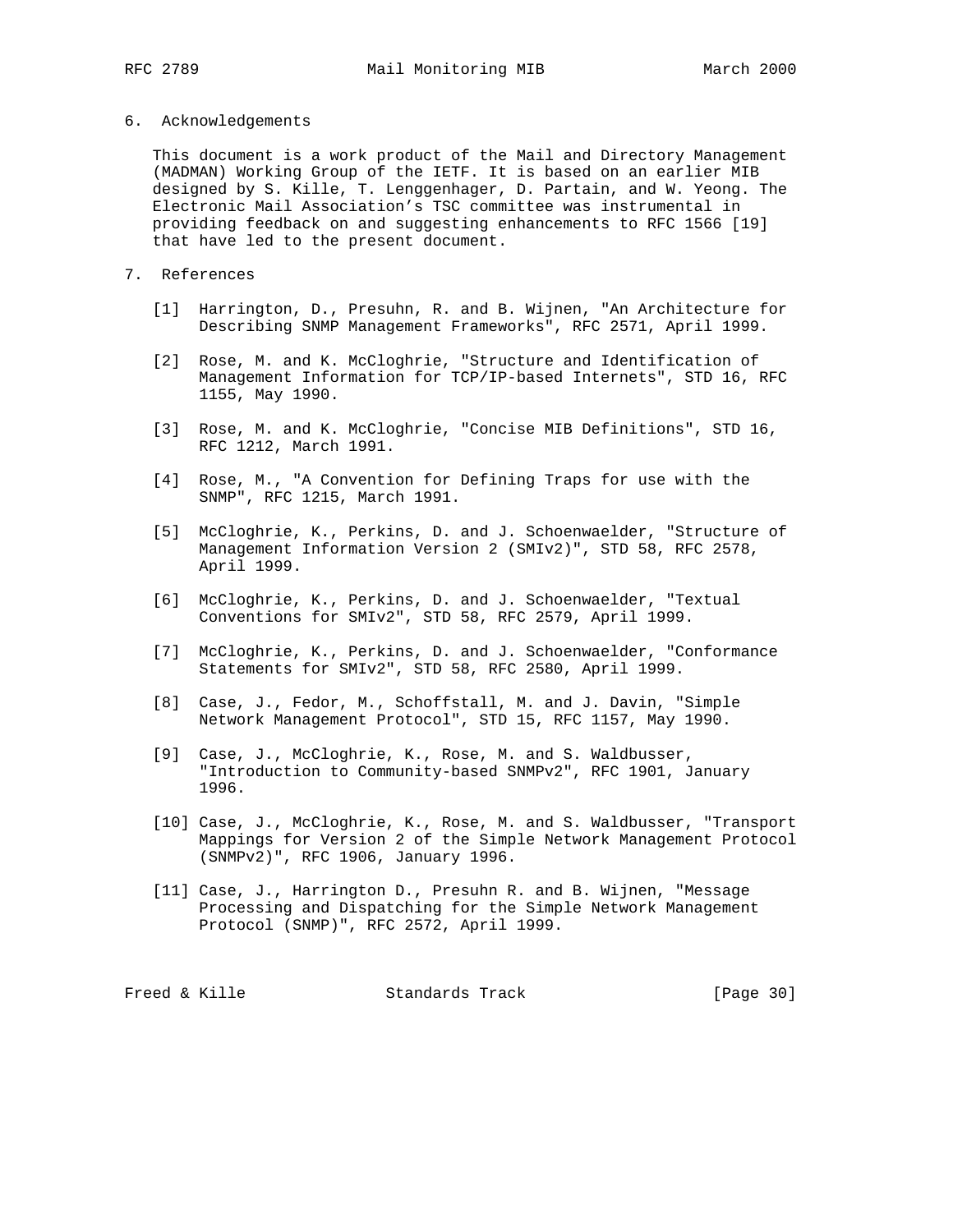## 6. Acknowledgements

This document is a work product of the Mail and Directory Management (MADMAN) Working Group of the IETF. It is based on an earlier MIB designed by S. Kille, T. Lenggenhager, D. Partain, and W. Yeong. The Electronic Mail Association's TSC committee was instrumental in providing feedback on and suggesting enhancements to RFC 1566 [19] that have led to the present document.

## 7. References

[1] Harrington, D., Presuhn, R. and B. Wijnen, "An Architecture for Describing SNMP Management Frameworks", RFC 2571, April 1999.

[2] Rose, M. and K. McCloghrie, "Structure and Identification of Management Information for TCP/IP-based Internets", STD 16, RFC 1155, May 1990.

[3] Rose, M. and K. McCloghrie, "Concise MIB Definitions", STD 16, RFC 1212, March 1991.

[4] Rose, M., "A Convention for Defining Traps for use with the SNMP", RFC 1215, March 1991.

[5] McCloghrie, K., Perkins, D. and J. Schoenwaelder, "Structure of Management Information Version 2 (SMIv2)", STD 58, RFC 2578, April 1999.

[6] McCloghrie, K., Perkins, D. and J. Schoenwaelder, "Textual Conventions for SMIv2", STD 58, RFC 2579, April 1999.

[7] McCloghrie, K., Perkins, D. and J. Schoenwaelder, "Conformance Statements for SMIv2", STD 58, RFC 2580, April 1999.

[8] Case, J., Fedor, M., Schoffstall, M. and J. Davin, "Simple Network Management Protocol", STD 15, RFC 1157, May 1990.

[9] Case, J., McCloghrie, K., Rose, M. and S. Waldbusser, "Introduction to Community-based SNMPv2", RFC 1901, January 1996.

[10] Case, J., McCloghrie, K., Rose, M. and S. Waldbusser, "Transport Mappings for Version 2 of the Simple Network Management Protocol (SNMPv2)", RFC 1906, January 1996.

[11] Case, J., Harrington D., Presuhn R. and B. Wijnen, "Message Processing and Dispatching for the Simple Network Management Protocol (SNMP)", RFC 2572, April 1999.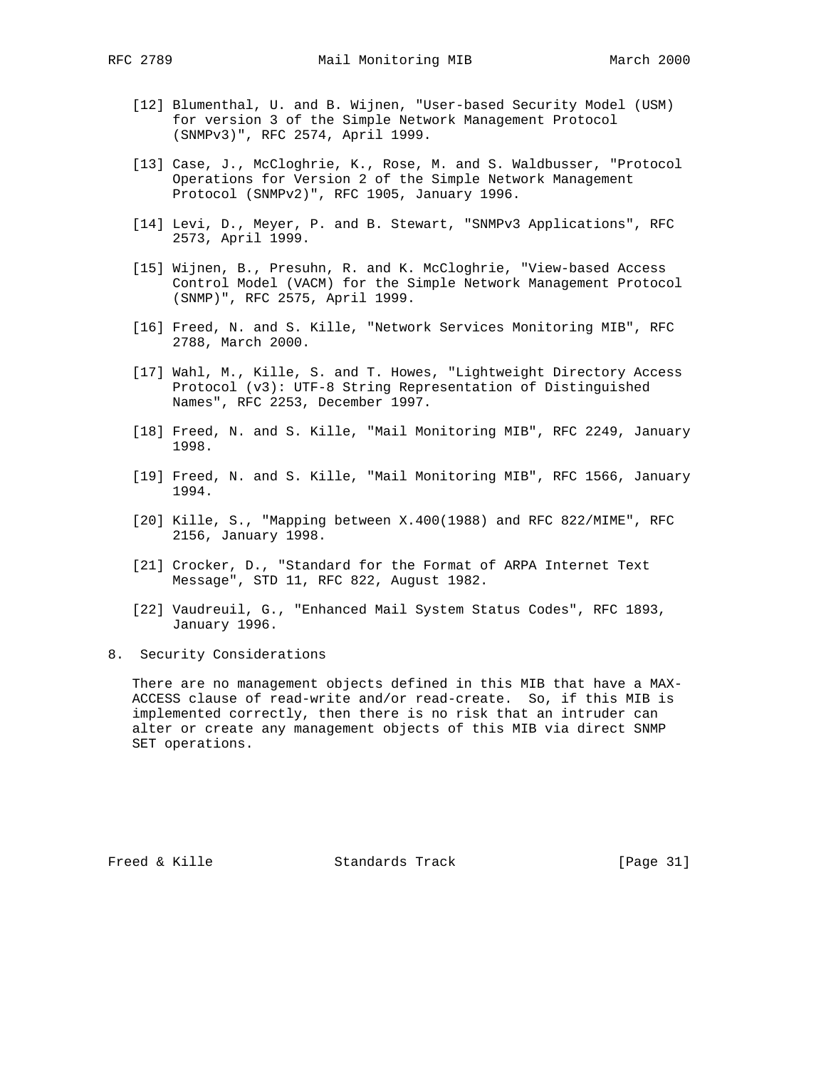[12] Blumenthal, U. and B. Wijnen, "User-based Security Model (USM) for version 3 of the Simple Network Management Protocol (SNMPv3)", RFC 2574, April 1999.

[13] Case, J., McCloghrie, K., Rose, M. and S. Waldbusser, "Protocol Operations for Version 2 of the Simple Network Management Protocol (SNMPv2)", RFC 1905, January 1996.

[14] Levi, D., Meyer, P. and B. Stewart, "SNMPv3 Applications", RFC 2573, April 1999.

[15] Wijnen, B., Presuhn, R. and K. McCloghrie, "View-based Access Control Model (VACM) for the Simple Network Management Protocol (SNMP)", RFC 2575, April 1999.

[16] Freed, N. and S. Kille, "Network Services Monitoring MIB", RFC 2788, March 2000.

[17] Wahl, M., Kille, S. and T. Howes, "Lightweight Directory Access Protocol (v3): UTF-8 String Representation of Distinguished Names", RFC 2253, December 1997.

[18] Freed, N. and S. Kille, "Mail Monitoring MIB", RFC 2249, January 1998.

[19] Freed, N. and S. Kille, "Mail Monitoring MIB", RFC 1566, January 1994.

[20] Kille, S., "Mapping between X.400(1988) and RFC 822/MIME", RFC 2156, January 1998.

[21] Crocker, D., "Standard for the Format of ARPA Internet Text Message", STD 11, RFC 822, August 1982.

[22] Vaudreuil, G., "Enhanced Mail System Status Codes", RFC 1893, January 1996.

## 8. Security Considerations

There are no management objects defined in this MIB that have a MAX-ACCESS clause of read-write and/or read-create. So, if this MIB is implemented correctly, then there is no risk that an intruder can alter or create any management objects of this MIB via direct SNMP SET operations.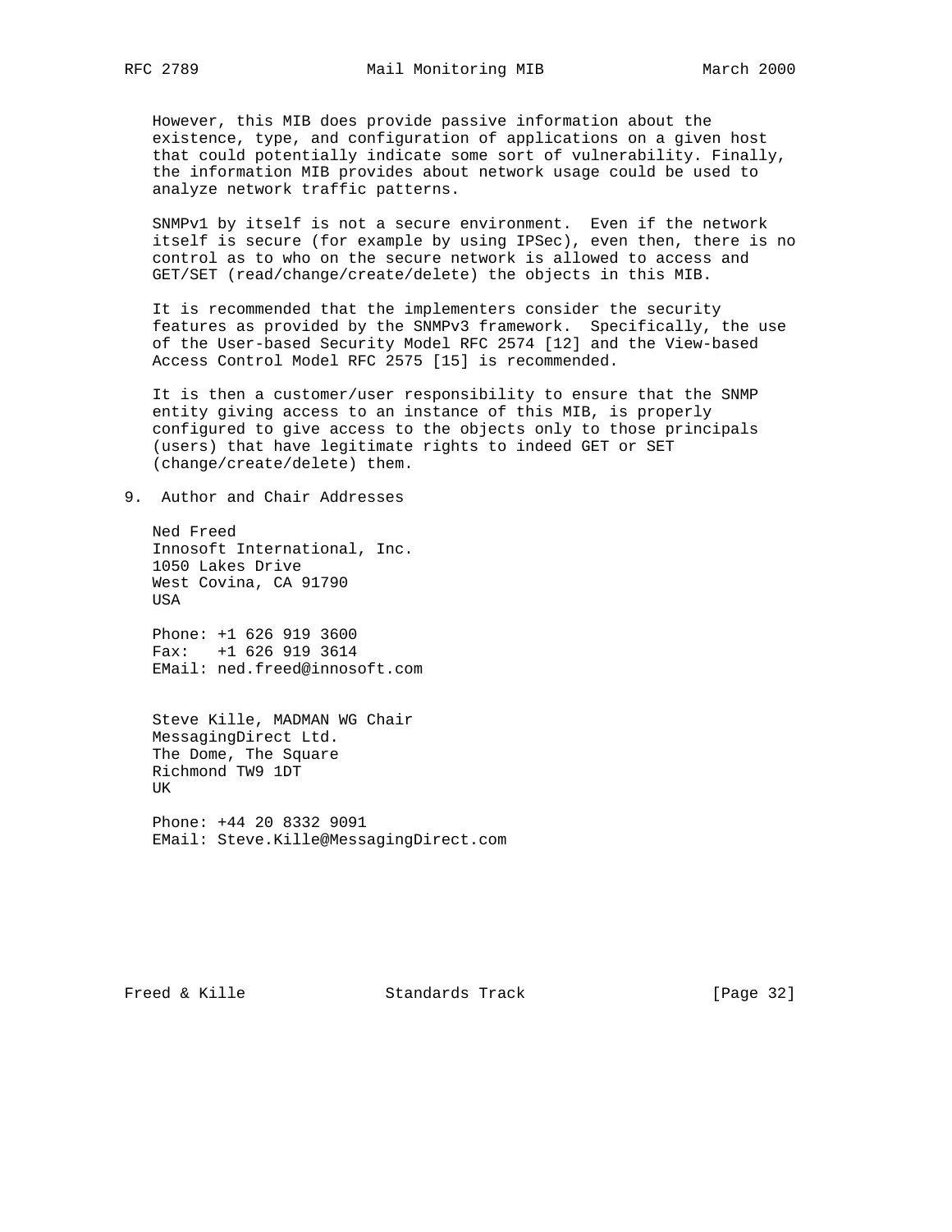However, this MIB does provide passive information about the existence, type, and configuration of applications on a given host that could potentially indicate some sort of vulnerability. Finally, the information MIB provides about network usage could be used to analyze network traffic patterns.

SNMPv1 by itself is not a secure environment. Even if the network itself is secure (for example by using IPSec), even then, there is no control as to who on the secure network is allowed to access and GET/SET (read/change/create/delete) the objects in this MIB.

It is recommended that the implementers consider the security features as provided by the SNMPv3 framework. Specifically, the use of the User-based Security Model RFC 2574 [12] and the View-based Access Control Model RFC 2575 [15] is recommended.

It is then a customer/user responsibility to ensure that the SNMP entity giving access to an instance of this MIB, is properly configured to give access to the objects only to those principals (users) that have legitimate rights to indeed GET or SET (change/create/delete) them.

## 9. Author and Chair Addresses

Ned Freed
Innosoft International, Inc.
1050 Lakes Drive
West Covina, CA 91790
USA

Phone: +1 626 919 3600
Fax: +1 626 919 3614
EMail: ned.freed@innosoft.com

Steve Kille, MADMAN WG Chair
MessagingDirect Ltd.
The Dome, The Square
Richmond TW9 1DT
UK

Phone: +44 20 8332 9091
EMail: Steve.Kille@MessagingDirect.com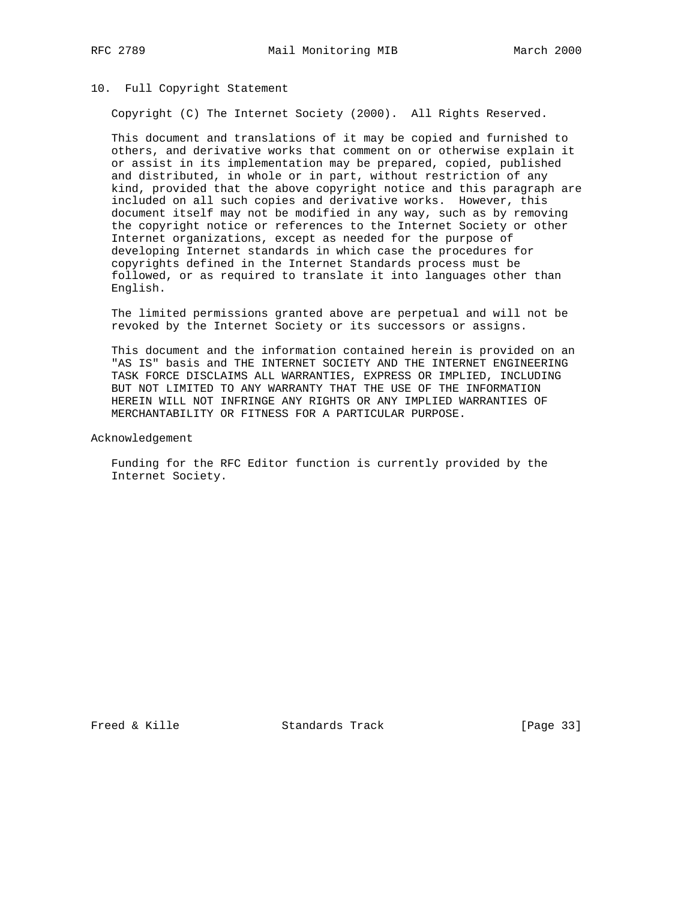## 10. Full Copyright Statement

Copyright (C) The Internet Society (2000). All Rights Reserved.

This document and translations of it may be copied and furnished to others, and derivative works that comment on or otherwise explain it or assist in its implementation may be prepared, copied, published and distributed, in whole or in part, without restriction of any kind, provided that the above copyright notice and this paragraph are included on all such copies and derivative works. However, this document itself may not be modified in any way, such as by removing the copyright notice or references to the Internet Society or other Internet organizations, except as needed for the purpose of developing Internet standards in which case the procedures for copyrights defined in the Internet Standards process must be followed, or as required to translate it into languages other than English.

The limited permissions granted above are perpetual and will not be revoked by the Internet Society or its successors or assigns.

This document and the information contained herein is provided on an "AS IS" basis and THE INTERNET SOCIETY AND THE INTERNET ENGINEERING TASK FORCE DISCLAIMS ALL WARRANTIES, EXPRESS OR IMPLIED, INCLUDING BUT NOT LIMITED TO ANY WARRANTY THAT THE USE OF THE INFORMATION HEREIN WILL NOT INFRINGE ANY RIGHTS OR ANY IMPLIED WARRANTIES OF MERCHANTABILITY OR FITNESS FOR A PARTICULAR PURPOSE.

## Acknowledgement

Funding for the RFC Editor function is currently provided by the Internet Society.